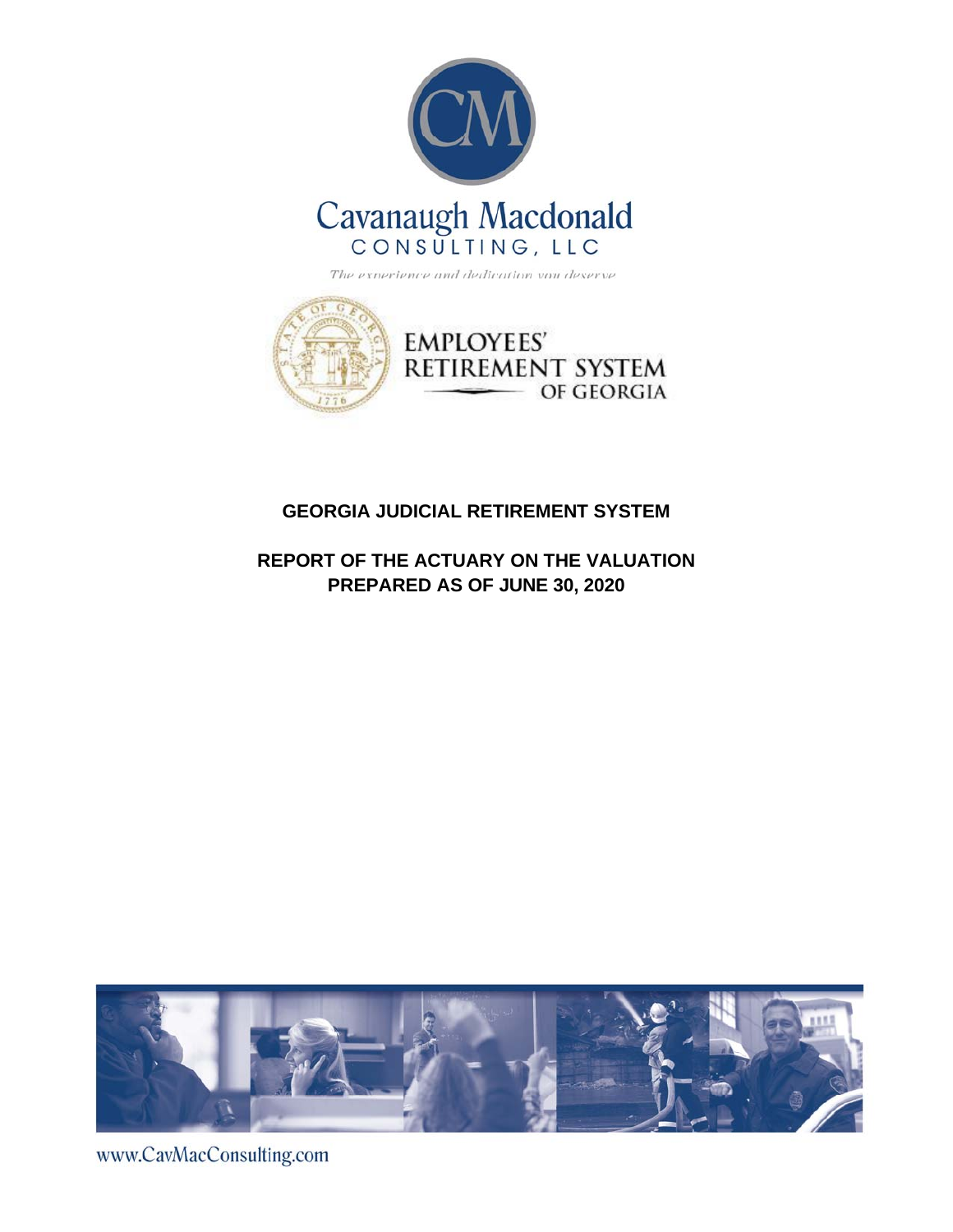Cavanaugh Macdonald

CONSULTING, LLC

*The experience and dedication you deserve*

EMPLOYEES' RETIREMENT SYSTEM OF GEORGIA

# GEORGIA JUDICIAL RETIREMENT SYSTEM

## REPORT OF THE ACTUARY ON THE VALUATION PREPARED AS OF JUNE 30, 2020

www.CavMacConsulting.com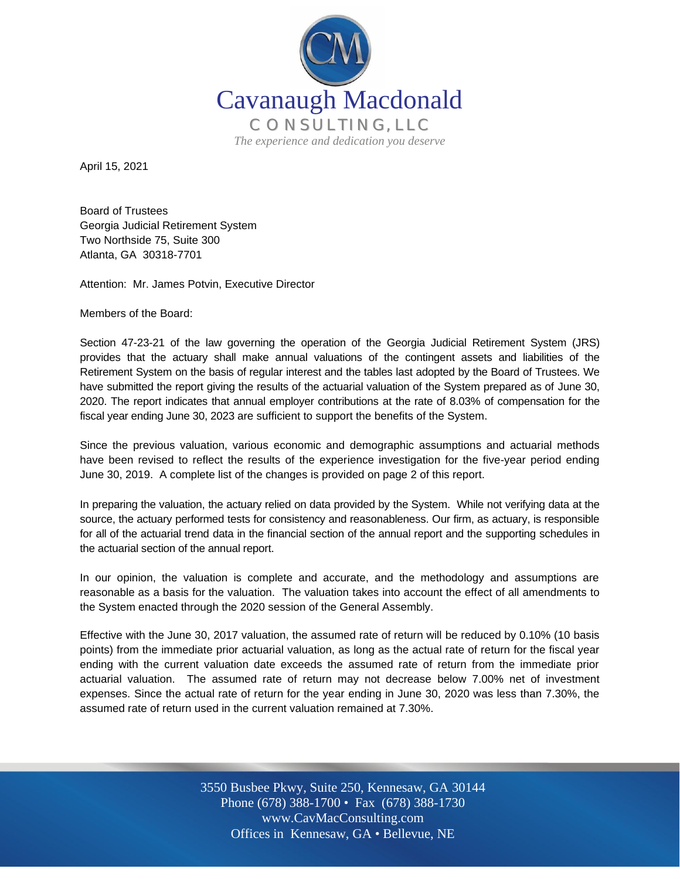Cavanaugh Macdonald

CONSULTING, LLC

*The experience and dedication you deserve*

April 15, 2021

Board of Trustees
Georgia Judicial Retirement System
Two Northside 75, Suite 300
Atlanta, GA 30318-7701

Attention: Mr. James Potvin, Executive Director

Members of the Board:

Section 47-23-21 of the law governing the operation of the Georgia Judicial Retirement System (JRS) provides that the actuary shall make annual valuations of the contingent assets and liabilities of the Retirement System on the basis of regular interest and the tables last adopted by the Board of Trustees. We have submitted the report giving the results of the actuarial valuation of the System prepared as of June 30, 2020. The report indicates that annual employer contributions at the rate of 8.03% of compensation for the fiscal year ending June 30, 2023 are sufficient to support the benefits of the System.

Since the previous valuation, various economic and demographic assumptions and actuarial methods have been revised to reflect the results of the experience investigation for the five-year period ending June 30, 2019. A complete list of the changes is provided on page 2 of this report.

In preparing the valuation, the actuary relied on data provided by the System. While not verifying data at the source, the actuary performed tests for consistency and reasonableness. Our firm, as actuary, is responsible for all of the actuarial trend data in the financial section of the annual report and the supporting schedules in the actuarial section of the annual report.

In our opinion, the valuation is complete and accurate, and the methodology and assumptions are reasonable as a basis for the valuation. The valuation takes into account the effect of all amendments to the System enacted through the 2020 session of the General Assembly.

Effective with the June 30, 2017 valuation, the assumed rate of return will be reduced by 0.10% (10 basis points) from the immediate prior actuarial valuation, as long as the actual rate of return for the fiscal year ending with the current valuation date exceeds the assumed rate of return from the immediate prior actuarial valuation. The assumed rate of return may not decrease below 7.00% net of investment expenses. Since the actual rate of return for the year ending in June 30, 2020 was less than 7.30%, the assumed rate of return used in the current valuation remained at 7.30%.

3550 Busbee Pkwy, Suite 250, Kennesaw, GA 30144
Phone (678) 388-1700 • Fax (678) 388-1730
www.CavMacConsulting.com
Offices in Kennesaw, GA • Bellevue, NE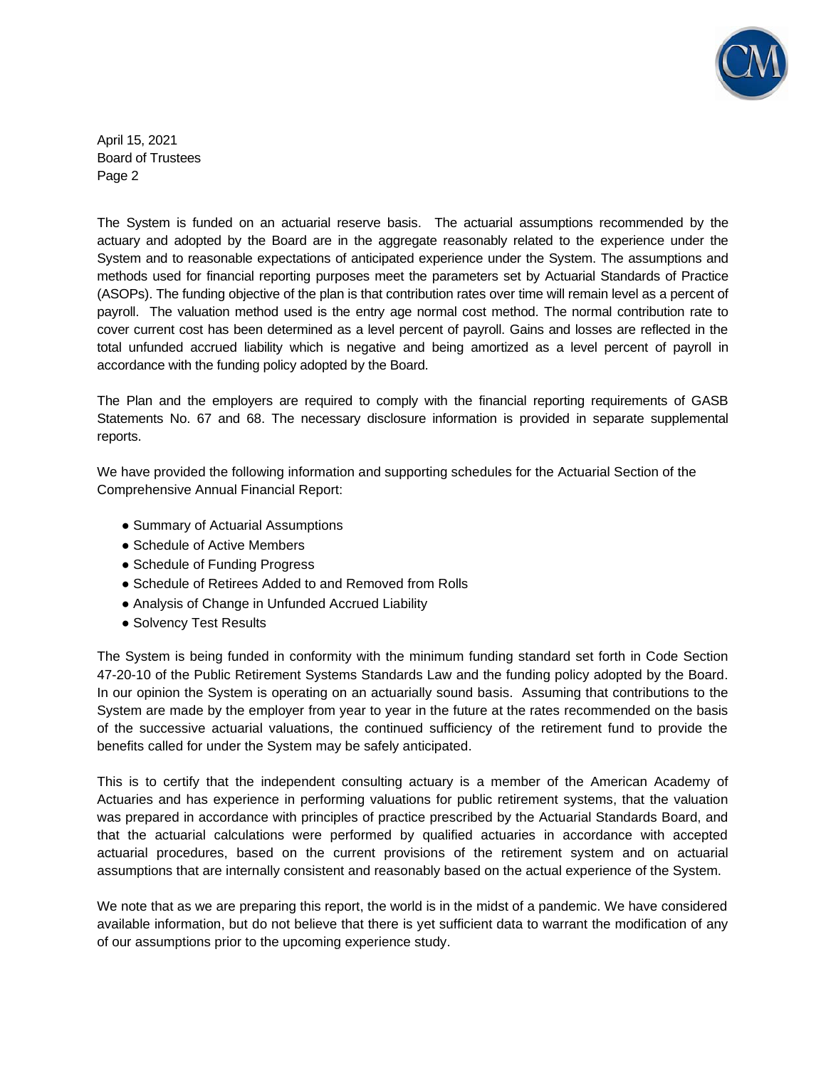April 15, 2021
Board of Trustees
Page 2

The System is funded on an actuarial reserve basis. The actuarial assumptions recommended by the actuary and adopted by the Board are in the aggregate reasonably related to the experience under the System and to reasonable expectations of anticipated experience under the System. The assumptions and methods used for financial reporting purposes meet the parameters set by Actuarial Standards of Practice (ASOPs). The funding objective of the plan is that contribution rates over time will remain level as a percent of payroll. The valuation method used is the entry age normal cost method. The normal contribution rate to cover current cost has been determined as a level percent of payroll. Gains and losses are reflected in the total unfunded accrued liability which is negative and being amortized as a level percent of payroll in accordance with the funding policy adopted by the Board.

The Plan and the employers are required to comply with the financial reporting requirements of GASB Statements No. 67 and 68. The necessary disclosure information is provided in separate supplemental reports.

We have provided the following information and supporting schedules for the Actuarial Section of the Comprehensive Annual Financial Report:

- Summary of Actuarial Assumptions
- Schedule of Active Members
- Schedule of Funding Progress
- Schedule of Retirees Added to and Removed from Rolls
- Analysis of Change in Unfunded Accrued Liability
- Solvency Test Results

The System is being funded in conformity with the minimum funding standard set forth in Code Section 47-20-10 of the Public Retirement Systems Standards Law and the funding policy adopted by the Board. In our opinion the System is operating on an actuarially sound basis. Assuming that contributions to the System are made by the employer from year to year in the future at the rates recommended on the basis of the successive actuarial valuations, the continued sufficiency of the retirement fund to provide the benefits called for under the System may be safely anticipated.

This is to certify that the independent consulting actuary is a member of the American Academy of Actuaries and has experience in performing valuations for public retirement systems, that the valuation was prepared in accordance with principles of practice prescribed by the Actuarial Standards Board, and that the actuarial calculations were performed by qualified actuaries in accordance with accepted actuarial procedures, based on the current provisions of the retirement system and on actuarial assumptions that are internally consistent and reasonably based on the actual experience of the System.

We note that as we are preparing this report, the world is in the midst of a pandemic. We have considered available information, but do not believe that there is yet sufficient data to warrant the modification of any of our assumptions prior to the upcoming experience study.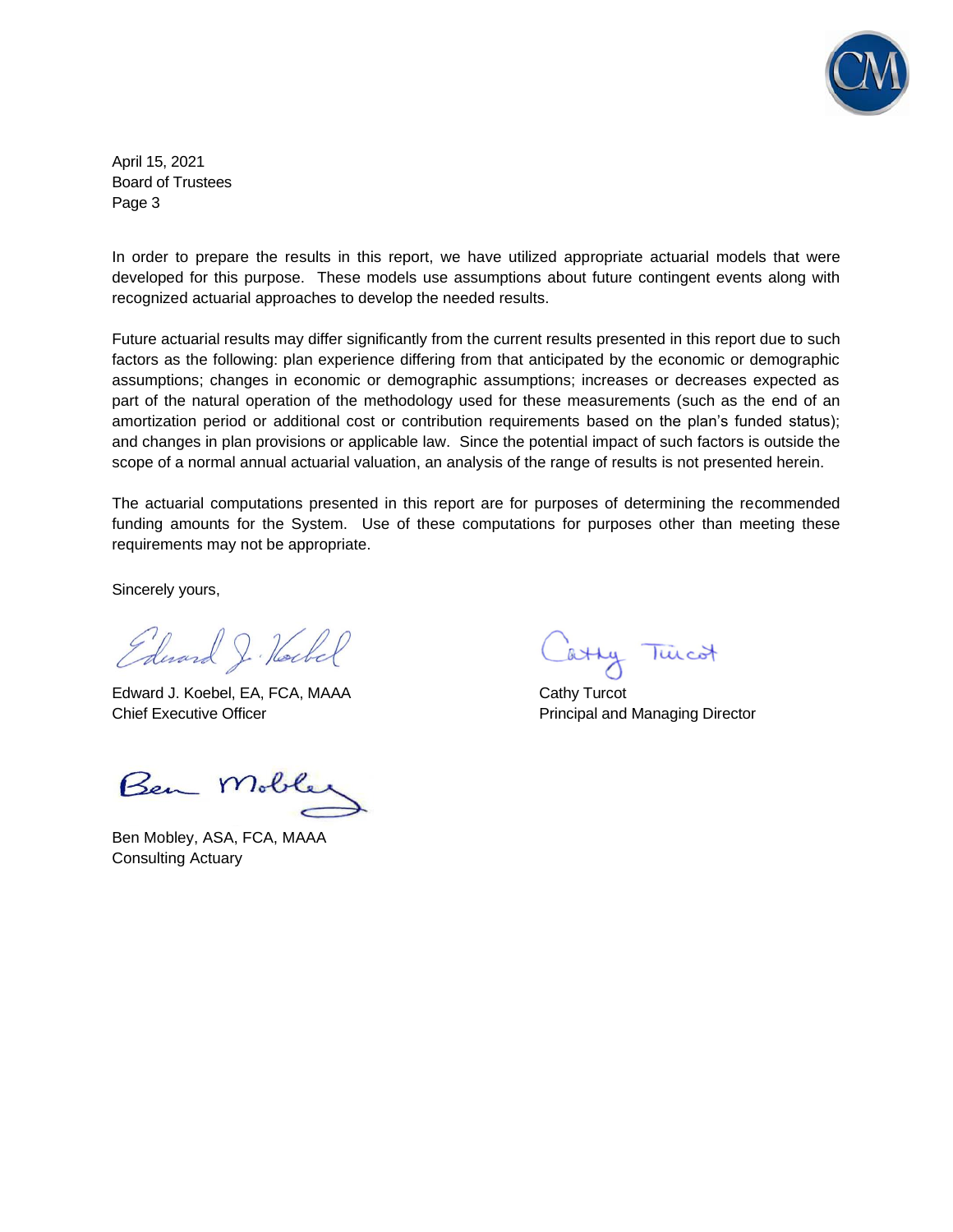April 15, 2021
Board of Trustees
Page 3

In order to prepare the results in this report, we have utilized appropriate actuarial models that were developed for this purpose. These models use assumptions about future contingent events along with recognized actuarial approaches to develop the needed results.

Future actuarial results may differ significantly from the current results presented in this report due to such factors as the following: plan experience differing from that anticipated by the economic or demographic assumptions; changes in economic or demographic assumptions; increases or decreases expected as part of the natural operation of the methodology used for these measurements (such as the end of an amortization period or additional cost or contribution requirements based on the plan's funded status); and changes in plan provisions or applicable law. Since the potential impact of such factors is outside the scope of a normal annual actuarial valuation, an analysis of the range of results is not presented herein.

The actuarial computations presented in this report are for purposes of determining the recommended funding amounts for the System. Use of these computations for purposes other than meeting these requirements may not be appropriate.

Sincerely yours,

Edward J. Koebel, EA, FCA, MAAA
Chief Executive Officer

Cathy Turcot
Principal and Managing Director

Ben Mobley, ASA, FCA, MAAA
Consulting Actuary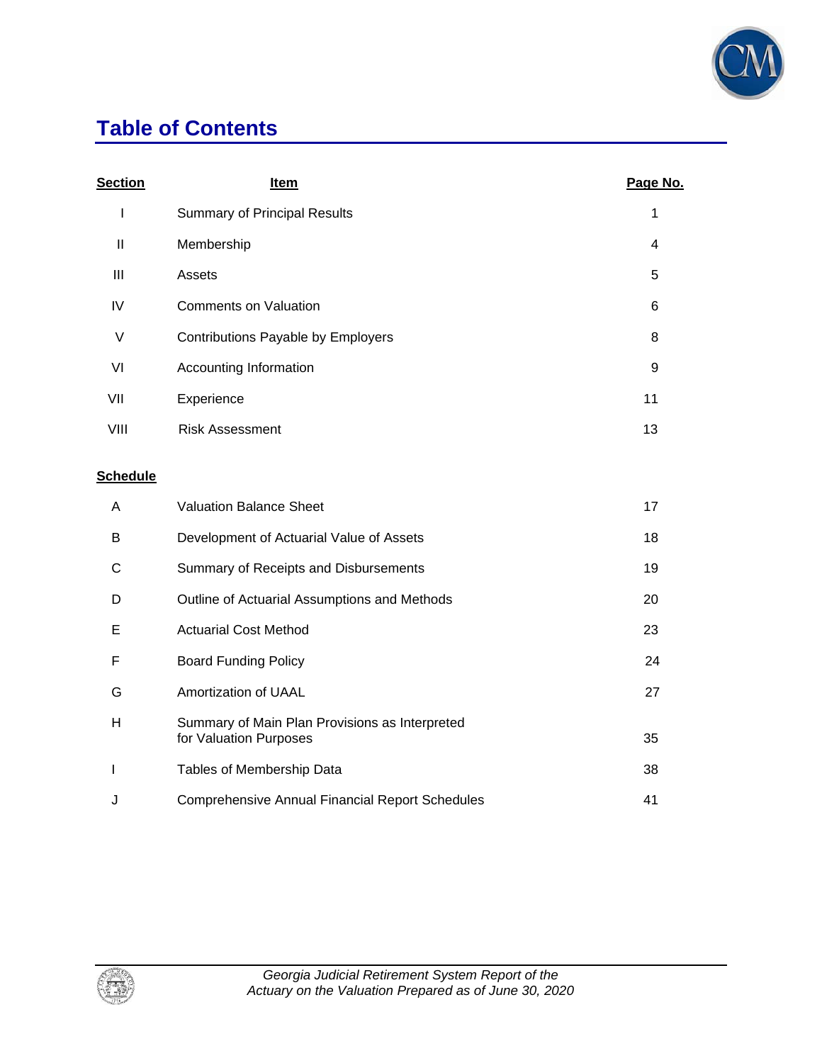# Table of Contents

| Section | Item | Page No. |
|---|---|---|
| I | Summary of Principal Results | 1 |
| II | Membership | 4 |
| III | Assets | 5 |
| IV | Comments on Valuation | 6 |
| V | Contributions Payable by Employers | 8 |
| VI | Accounting Information | 9 |
| VII | Experience | 11 |
| VIII | Risk Assessment | 13 |

| Schedule | Item | Page No. |
|---|---|---|
| A | Valuation Balance Sheet | 17 |
| B | Development of Actuarial Value of Assets | 18 |
| C | Summary of Receipts and Disbursements | 19 |
| D | Outline of Actuarial Assumptions and Methods | 20 |
| E | Actuarial Cost Method | 23 |
| F | Board Funding Policy | 24 |
| G | Amortization of UAAL | 27 |
| H | Summary of Main Plan Provisions as Interpreted for Valuation Purposes | 35 |
| I | Tables of Membership Data | 38 |
| J | Comprehensive Annual Financial Report Schedules | 41 |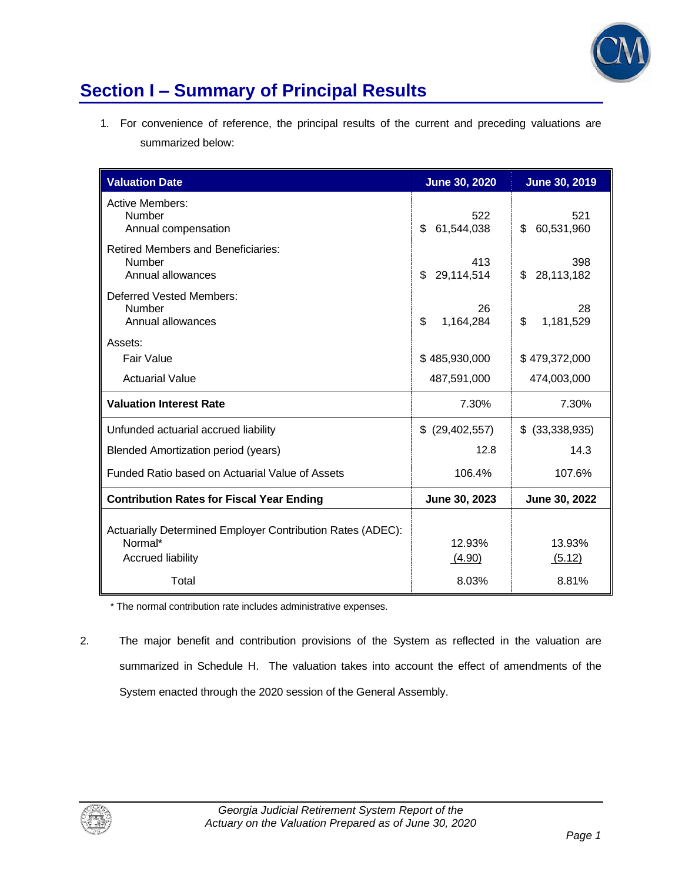## Section I – Summary of Principal Results

1. For convenience of reference, the principal results of the current and preceding valuations are summarized below:

| Valuation Date | June 30, 2020 | June 30, 2019 |
|---|---|---|
| Active Members: | | |
| Number | 522 | 521 |
| Annual compensation | $ 61,544,038 | $ 60,531,960 |
| Retired Members and Beneficiaries: | | |
| Number | 413 | 398 |
| Annual allowances | $ 29,114,514 | $ 28,113,182 |
| Deferred Vested Members: | | |
| Number | 26 | 28 |
| Annual allowances | $ 1,164,284 | $ 1,181,529 |
| Assets: | | |
| Fair Value | $ 485,930,000 | $ 479,372,000 |
| Actuarial Value | 487,591,000 | 474,003,000 |
| **Valuation Interest Rate** | 7.30% | 7.30% |
| Unfunded actuarial accrued liability | $ (29,402,557) | $ (33,338,935) |
| Blended Amortization period (years) | 12.8 | 14.3 |
| Funded Ratio based on Actuarial Value of Assets | 106.4% | 107.6% |
| **Contribution Rates for Fiscal Year Ending** | **June 30, 2023** | **June 30, 2022** |
| Actuarially Determined Employer Contribution Rates (ADEC): | | |
| Normal* | 12.93% | 13.93% |
| Accrued liability | (4.90) | (5.12) |
| Total | 8.03% | 8.81% |

\* The normal contribution rate includes administrative expenses.

2. The major benefit and contribution provisions of the System as reflected in the valuation are summarized in Schedule H. The valuation takes into account the effect of amendments of the System enacted through the 2020 session of the General Assembly.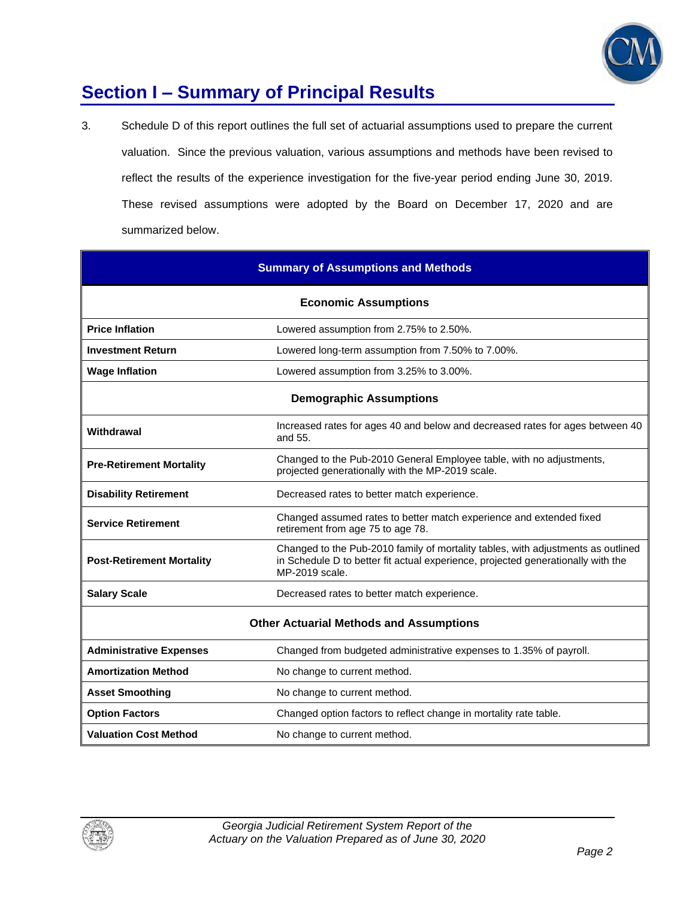## Section I – Summary of Principal Results

3. Schedule D of this report outlines the full set of actuarial assumptions used to prepare the current valuation. Since the previous valuation, various assumptions and methods have been revised to reflect the results of the experience investigation for the five-year period ending June 30, 2019. These revised assumptions were adopted by the Board on December 17, 2020 and are summarized below.

| **Summary of Assumptions and Methods** | |
|---|---|
| **Economic Assumptions** | |
| **Price Inflation** | Lowered assumption from 2.75% to 2.50%. |
| **Investment Return** | Lowered long-term assumption from 7.50% to 7.00%. |
| **Wage Inflation** | Lowered assumption from 3.25% to 3.00%. |
| **Demographic Assumptions** | |
| **Withdrawal** | Increased rates for ages 40 and below and decreased rates for ages between 40 and 55. |
| **Pre-Retirement Mortality** | Changed to the Pub-2010 General Employee table, with no adjustments, projected generationally with the MP-2019 scale. |
| **Disability Retirement** | Decreased rates to better match experience. |
| **Service Retirement** | Changed assumed rates to better match experience and extended fixed retirement from age 75 to age 78. |
| **Post-Retirement Mortality** | Changed to the Pub-2010 family of mortality tables, with adjustments as outlined in Schedule D to better fit actual experience, projected generationally with the MP-2019 scale. |
| **Salary Scale** | Decreased rates to better match experience. |
| **Other Actuarial Methods and Assumptions** | |
| **Administrative Expenses** | Changed from budgeted administrative expenses to 1.35% of payroll. |
| **Amortization Method** | No change to current method. |
| **Asset Smoothing** | No change to current method. |
| **Option Factors** | Changed option factors to reflect change in mortality rate table. |
| **Valuation Cost Method** | No change to current method. |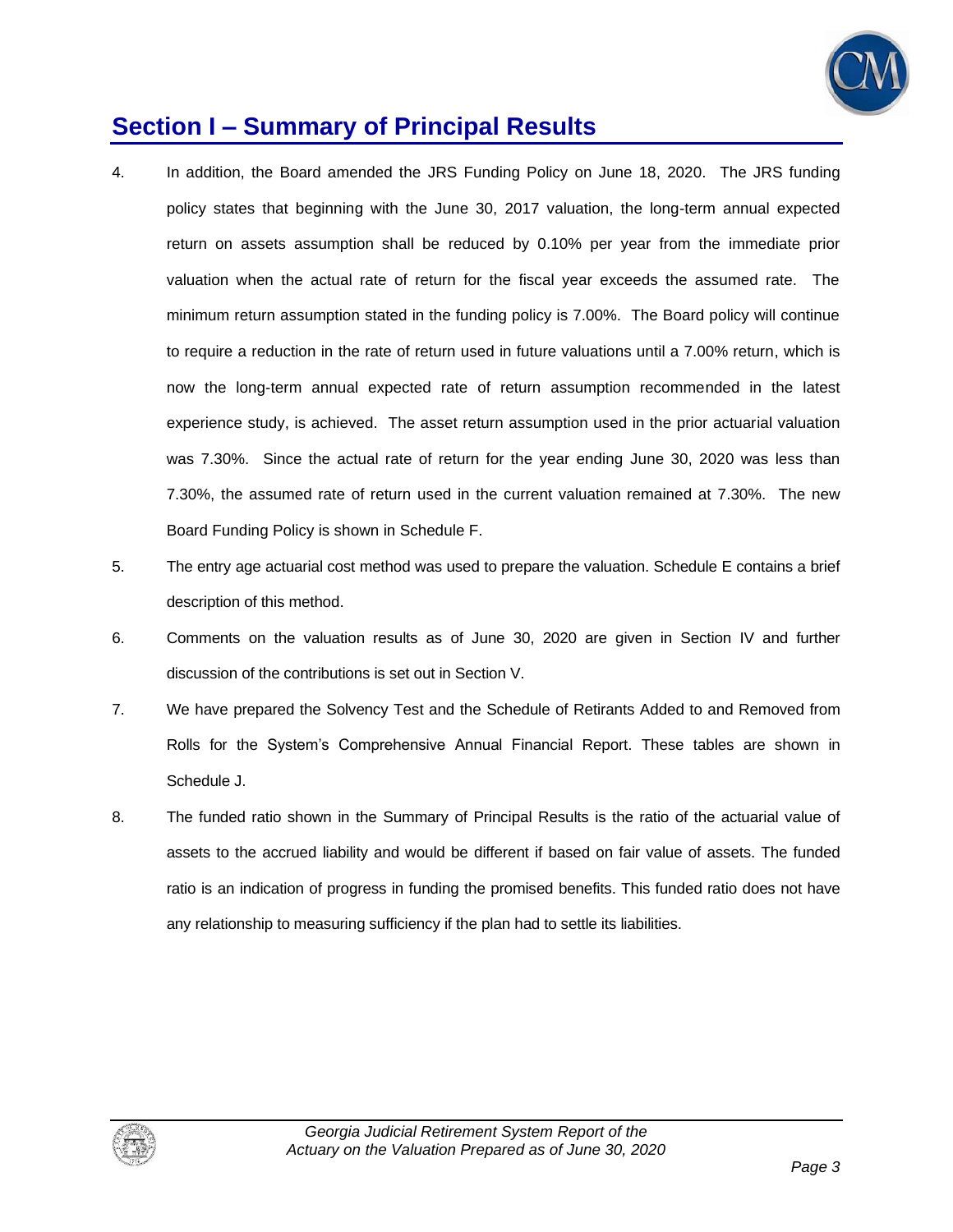## Section I – Summary of Principal Results

4. In addition, the Board amended the JRS Funding Policy on June 18, 2020. The JRS funding policy states that beginning with the June 30, 2017 valuation, the long-term annual expected return on assets assumption shall be reduced by 0.10% per year from the immediate prior valuation when the actual rate of return for the fiscal year exceeds the assumed rate. The minimum return assumption stated in the funding policy is 7.00%. The Board policy will continue to require a reduction in the rate of return used in future valuations until a 7.00% return, which is now the long-term annual expected rate of return assumption recommended in the latest experience study, is achieved. The asset return assumption used in the prior actuarial valuation was 7.30%. Since the actual rate of return for the year ending June 30, 2020 was less than 7.30%, the assumed rate of return used in the current valuation remained at 7.30%. The new Board Funding Policy is shown in Schedule F.

5. The entry age actuarial cost method was used to prepare the valuation. Schedule E contains a brief description of this method.

6. Comments on the valuation results as of June 30, 2020 are given in Section IV and further discussion of the contributions is set out in Section V.

7. We have prepared the Solvency Test and the Schedule of Retirants Added to and Removed from Rolls for the System's Comprehensive Annual Financial Report. These tables are shown in Schedule J.

8. The funded ratio shown in the Summary of Principal Results is the ratio of the actuarial value of assets to the accrued liability and would be different if based on fair value of assets. The funded ratio is an indication of progress in funding the promised benefits. This funded ratio does not have any relationship to measuring sufficiency if the plan had to settle its liabilities.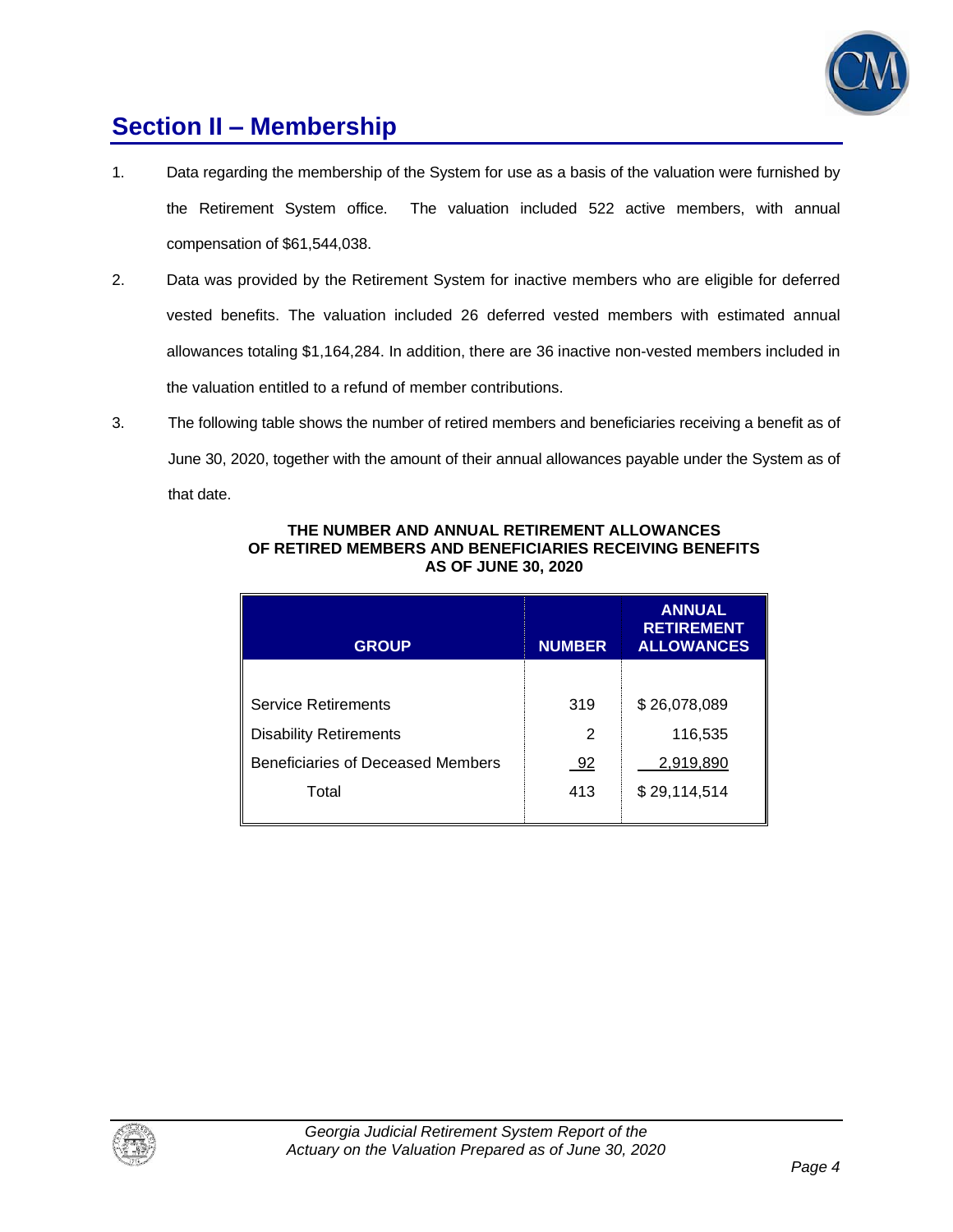## Section II – Membership

1. Data regarding the membership of the System for use as a basis of the valuation were furnished by the Retirement System office. The valuation included 522 active members, with annual compensation of $61,544,038.

2. Data was provided by the Retirement System for inactive members who are eligible for deferred vested benefits. The valuation included 26 deferred vested members with estimated annual allowances totaling $1,164,284. In addition, there are 36 inactive non-vested members included in the valuation entitled to a refund of member contributions.

3. The following table shows the number of retired members and beneficiaries receiving a benefit as of June 30, 2020, together with the amount of their annual allowances payable under the System as of that date.

**THE NUMBER AND ANNUAL RETIREMENT ALLOWANCES OF RETIRED MEMBERS AND BENEFICIARIES RECEIVING BENEFITS AS OF JUNE 30, 2020**

| GROUP | NUMBER | ANNUAL RETIREMENT ALLOWANCES |
|---|---|---|
| Service Retirements | 319 | $ 26,078,089 |
| Disability Retirements | 2 | 116,535 |
| Beneficiaries of Deceased Members | 92 | 2,919,890 |
| Total | 413 | $ 29,114,514 |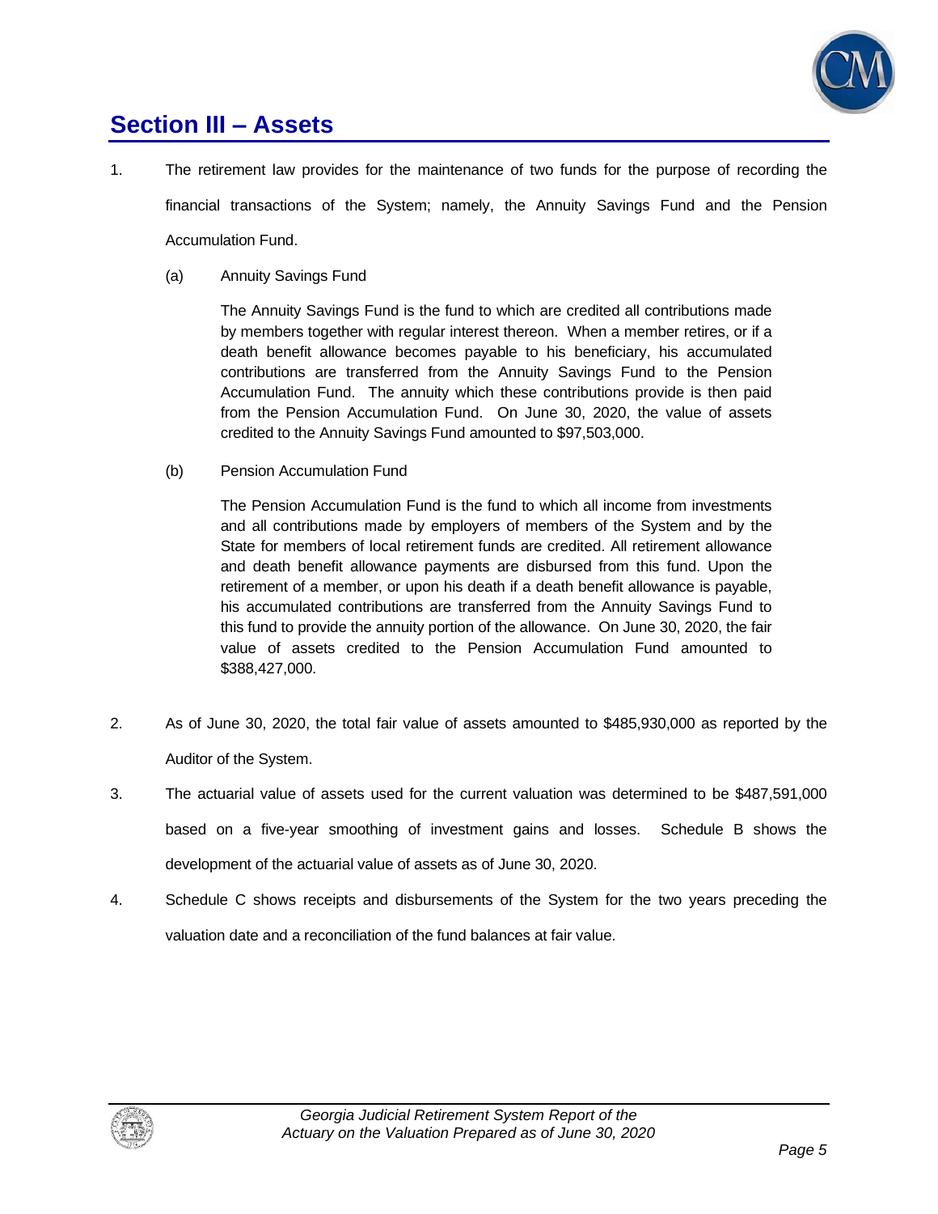# Section III – Assets

1. The retirement law provides for the maintenance of two funds for the purpose of recording the financial transactions of the System; namely, the Annuity Savings Fund and the Pension Accumulation Fund.

   (a) Annuity Savings Fund

   The Annuity Savings Fund is the fund to which are credited all contributions made by members together with regular interest thereon. When a member retires, or if a death benefit allowance becomes payable to his beneficiary, his accumulated contributions are transferred from the Annuity Savings Fund to the Pension Accumulation Fund. The annuity which these contributions provide is then paid from the Pension Accumulation Fund. On June 30, 2020, the value of assets credited to the Annuity Savings Fund amounted to $97,503,000.

   (b) Pension Accumulation Fund

   The Pension Accumulation Fund is the fund to which all income from investments and all contributions made by employers of members of the System and by the State for members of local retirement funds are credited. All retirement allowance and death benefit allowance payments are disbursed from this fund. Upon the retirement of a member, or upon his death if a death benefit allowance is payable, his accumulated contributions are transferred from the Annuity Savings Fund to this fund to provide the annuity portion of the allowance. On June 30, 2020, the fair value of assets credited to the Pension Accumulation Fund amounted to $388,427,000.

2. As of June 30, 2020, the total fair value of assets amounted to $485,930,000 as reported by the Auditor of the System.

3. The actuarial value of assets used for the current valuation was determined to be $487,591,000 based on a five-year smoothing of investment gains and losses. Schedule B shows the development of the actuarial value of assets as of June 30, 2020.

4. Schedule C shows receipts and disbursements of the System for the two years preceding the valuation date and a reconciliation of the fund balances at fair value.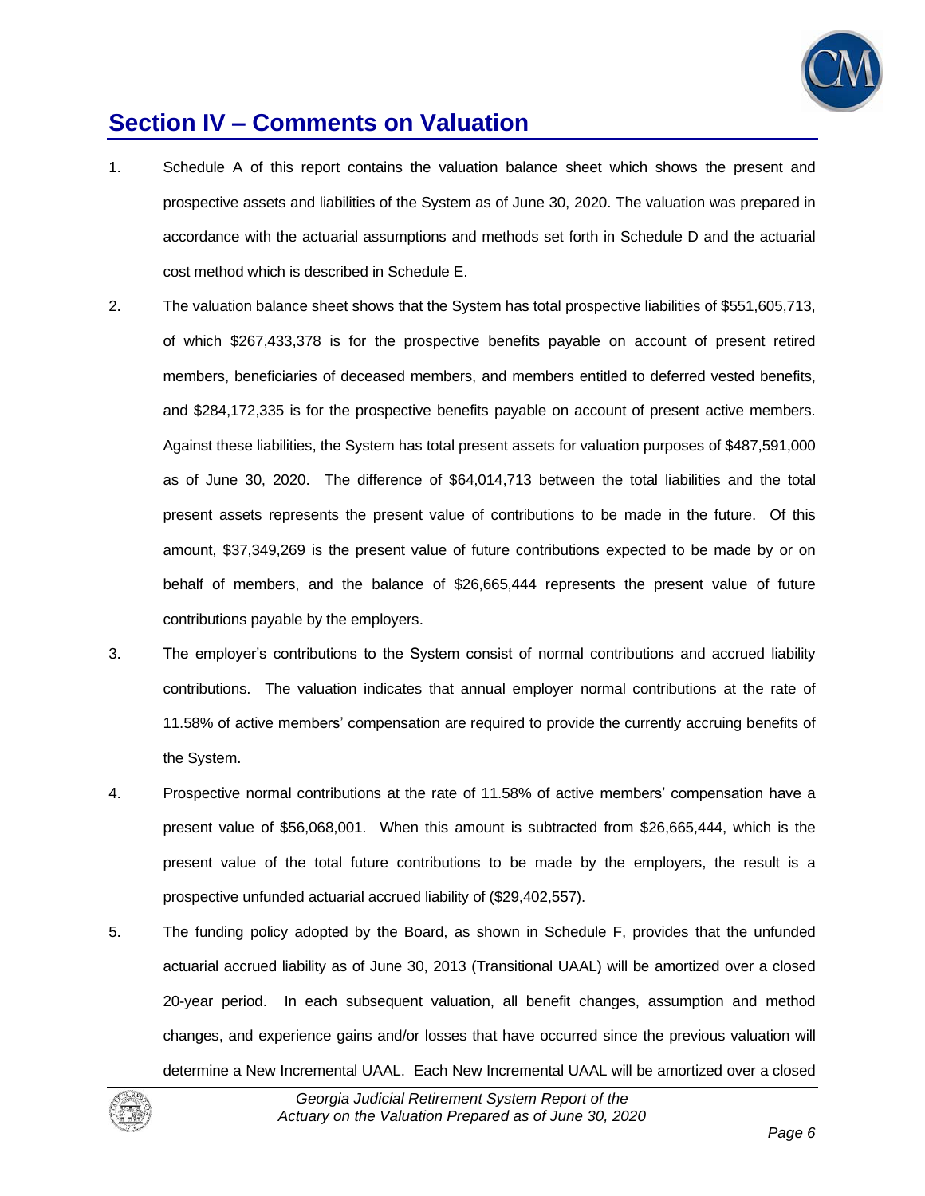# Section IV – Comments on Valuation

1. Schedule A of this report contains the valuation balance sheet which shows the present and prospective assets and liabilities of the System as of June 30, 2020. The valuation was prepared in accordance with the actuarial assumptions and methods set forth in Schedule D and the actuarial cost method which is described in Schedule E.

2. The valuation balance sheet shows that the System has total prospective liabilities of $551,605,713, of which $267,433,378 is for the prospective benefits payable on account of present retired members, beneficiaries of deceased members, and members entitled to deferred vested benefits, and $284,172,335 is for the prospective benefits payable on account of present active members. Against these liabilities, the System has total present assets for valuation purposes of $487,591,000 as of June 30, 2020. The difference of $64,014,713 between the total liabilities and the total present assets represents the present value of contributions to be made in the future. Of this amount, $37,349,269 is the present value of future contributions expected to be made by or on behalf of members, and the balance of $26,665,444 represents the present value of future contributions payable by the employers.

3. The employer's contributions to the System consist of normal contributions and accrued liability contributions. The valuation indicates that annual employer normal contributions at the rate of 11.58% of active members' compensation are required to provide the currently accruing benefits of the System.

4. Prospective normal contributions at the rate of 11.58% of active members' compensation have a present value of $56,068,001. When this amount is subtracted from $26,665,444, which is the present value of the total future contributions to be made by the employers, the result is a prospective unfunded actuarial accrued liability of ($29,402,557).

5. The funding policy adopted by the Board, as shown in Schedule F, provides that the unfunded actuarial accrued liability as of June 30, 2013 (Transitional UAAL) will be amortized over a closed 20-year period. In each subsequent valuation, all benefit changes, assumption and method changes, and experience gains and/or losses that have occurred since the previous valuation will determine a New Incremental UAAL. Each New Incremental UAAL will be amortized over a closed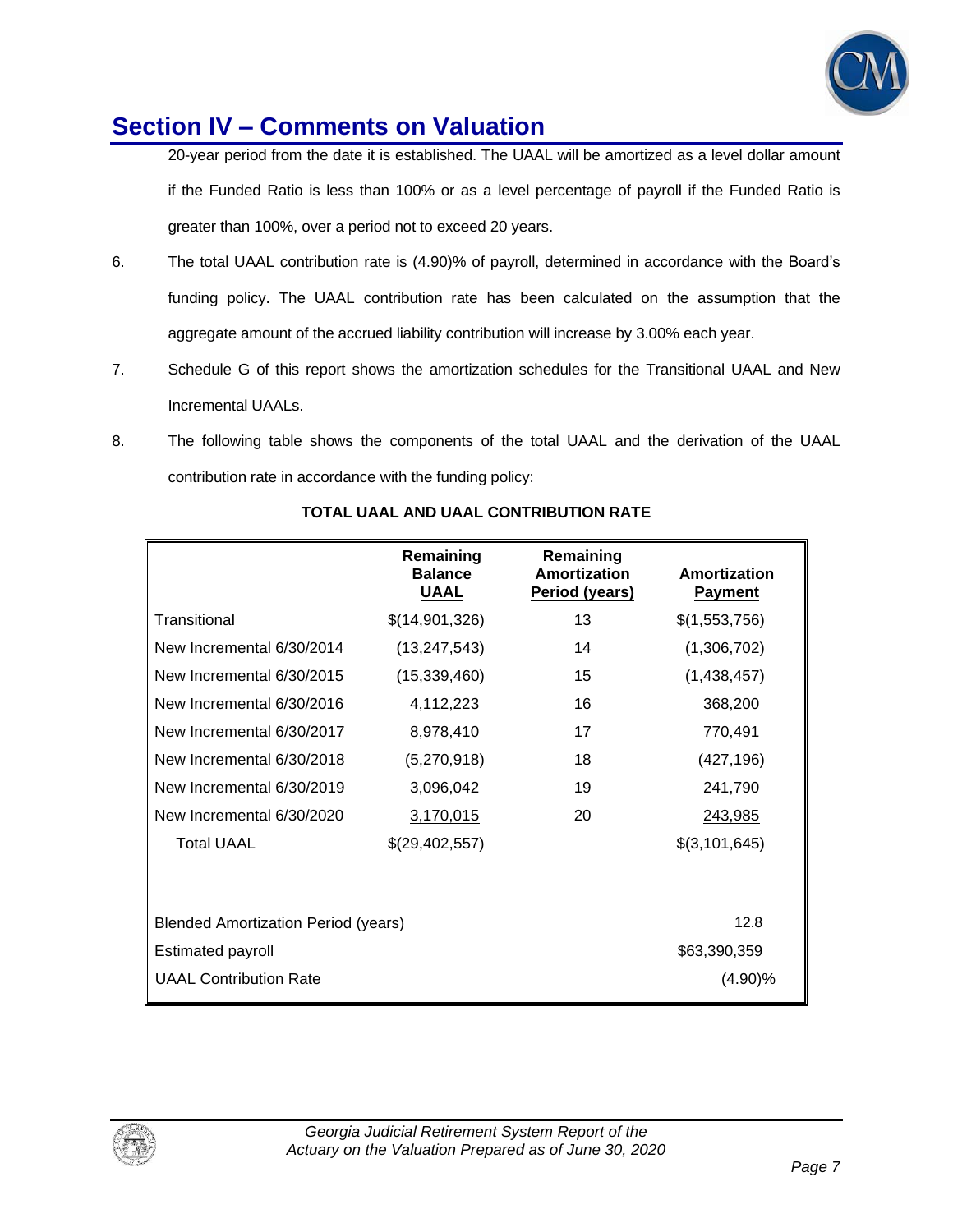## Section IV – Comments on Valuation

20-year period from the date it is established. The UAAL will be amortized as a level dollar amount if the Funded Ratio is less than 100% or as a level percentage of payroll if the Funded Ratio is greater than 100%, over a period not to exceed 20 years.

6. The total UAAL contribution rate is (4.90)% of payroll, determined in accordance with the Board's funding policy. The UAAL contribution rate has been calculated on the assumption that the aggregate amount of the accrued liability contribution will increase by 3.00% each year.

7. Schedule G of this report shows the amortization schedules for the Transitional UAAL and New Incremental UAALs.

8. The following table shows the components of the total UAAL and the derivation of the UAAL contribution rate in accordance with the funding policy:

**TOTAL UAAL AND UAAL CONTRIBUTION RATE**

| | Remaining Balance UAAL | Remaining Amortization Period (years) | Amortization Payment |
|---|---|---|---|
| Transitional | $(14,901,326) | 13 | $(1,553,756) |
| New Incremental 6/30/2014 | (13,247,543) | 14 | (1,306,702) |
| New Incremental 6/30/2015 | (15,339,460) | 15 | (1,438,457) |
| New Incremental 6/30/2016 | 4,112,223 | 16 | 368,200 |
| New Incremental 6/30/2017 | 8,978,410 | 17 | 770,491 |
| New Incremental 6/30/2018 | (5,270,918) | 18 | (427,196) |
| New Incremental 6/30/2019 | 3,096,042 | 19 | 241,790 |
| New Incremental 6/30/2020 | 3,170,015 | 20 | 243,985 |
| Total UAAL | $(29,402,557) | | $(3,101,645) |
| | | | |
| Blended Amortization Period (years) | | | 12.8 |
| Estimated payroll | | | $63,390,359 |
| UAAL Contribution Rate | | | (4.90)% |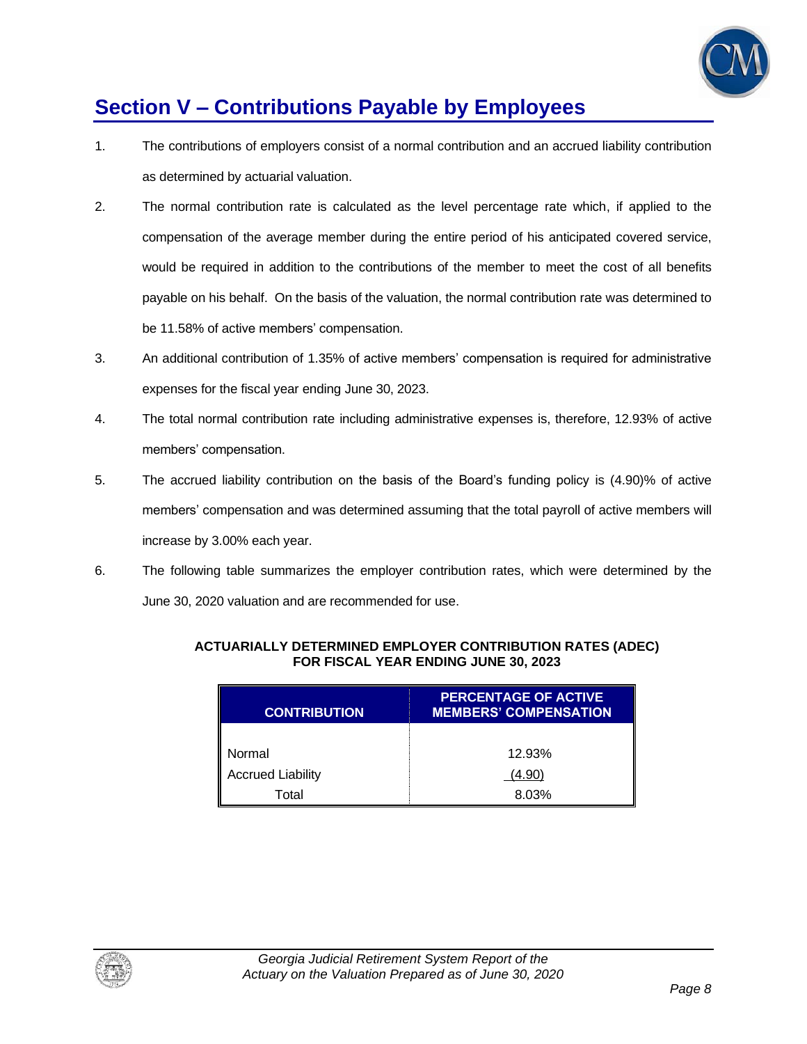# Section V – Contributions Payable by Employees

1. The contributions of employers consist of a normal contribution and an accrued liability contribution as determined by actuarial valuation.

2. The normal contribution rate is calculated as the level percentage rate which, if applied to the compensation of the average member during the entire period of his anticipated covered service, would be required in addition to the contributions of the member to meet the cost of all benefits payable on his behalf. On the basis of the valuation, the normal contribution rate was determined to be 11.58% of active members' compensation.

3. An additional contribution of 1.35% of active members' compensation is required for administrative expenses for the fiscal year ending June 30, 2023.

4. The total normal contribution rate including administrative expenses is, therefore, 12.93% of active members' compensation.

5. The accrued liability contribution on the basis of the Board's funding policy is (4.90)% of active members' compensation and was determined assuming that the total payroll of active members will increase by 3.00% each year.

6. The following table summarizes the employer contribution rates, which were determined by the June 30, 2020 valuation and are recommended for use.

**ACTUARIALLY DETERMINED EMPLOYER CONTRIBUTION RATES (ADEC)**
**FOR FISCAL YEAR ENDING JUNE 30, 2023**

| CONTRIBUTION | PERCENTAGE OF ACTIVE MEMBERS' COMPENSATION |
|---|---|
| Normal | 12.93% |
| Accrued Liability | (4.90) |
| Total | 8.03% |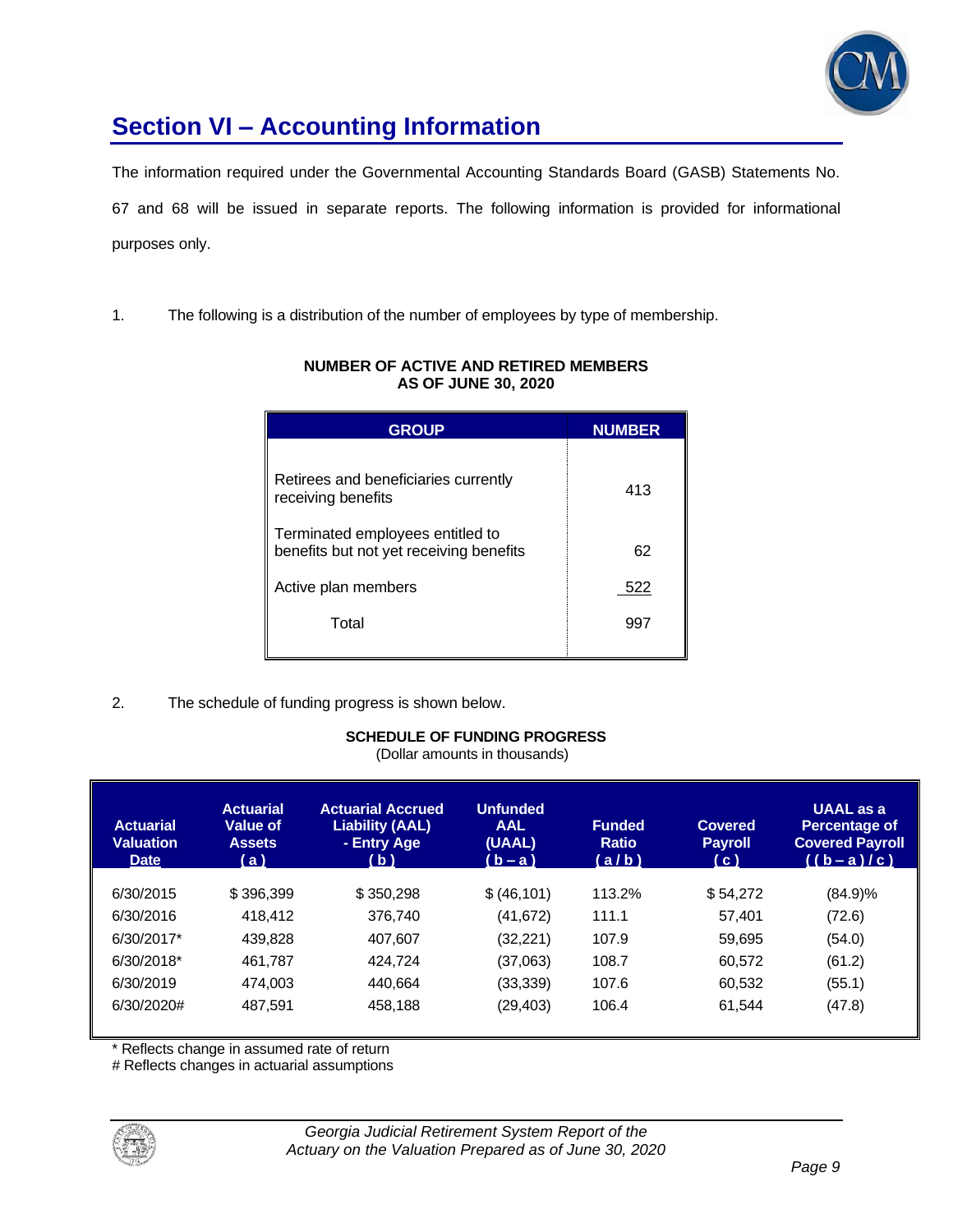## Section VI – Accounting Information

The information required under the Governmental Accounting Standards Board (GASB) Statements No. 67 and 68 will be issued in separate reports. The following information is provided for informational purposes only.

1. The following is a distribution of the number of employees by type of membership.

**NUMBER OF ACTIVE AND RETIRED MEMBERS AS OF JUNE 30, 2020**

| GROUP | NUMBER |
|---|---|
| Retirees and beneficiaries currently receiving benefits | 413 |
| Terminated employees entitled to benefits but not yet receiving benefits | 62 |
| Active plan members | 522 |
| Total | 997 |

2. The schedule of funding progress is shown below.

**SCHEDULE OF FUNDING PROGRESS**
(Dollar amounts in thousands)

| Actuarial Valuation Date | Actuarial Value of Assets (a) | Actuarial Accrued Liability (AAL) - Entry Age (b) | Unfunded AAL (UAAL) (b – a) | Funded Ratio (a / b) | Covered Payroll (c) | UAAL as a Percentage of Covered Payroll ((b – a) / c) |
|---|---|---|---|---|---|---|
| 6/30/2015 | $ 396,399 | $ 350,298 | $ (46,101) | 113.2% | $ 54,272 | (84.9)% |
| 6/30/2016 | 418,412 | 376,740 | (41,672) | 111.1 | 57,401 | (72.6) |
| 6/30/2017* | 439,828 | 407,607 | (32,221) | 107.9 | 59,695 | (54.0) |
| 6/30/2018* | 461,787 | 424,724 | (37,063) | 108.7 | 60,572 | (61.2) |
| 6/30/2019 | 474,003 | 440,664 | (33,339) | 107.6 | 60,532 | (55.1) |
| 6/30/2020# | 487,591 | 458,188 | (29,403) | 106.4 | 61,544 | (47.8) |

* Reflects change in assumed rate of return
# Reflects changes in actuarial assumptions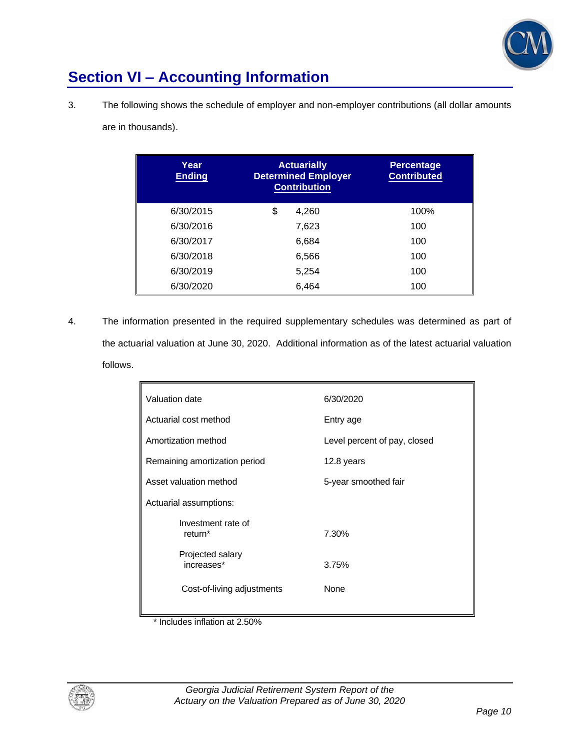## Section VI – Accounting Information

3. The following shows the schedule of employer and non-employer contributions (all dollar amounts are in thousands).

| Year Ending | Actuarially Determined Employer Contribution | Percentage Contributed |
|---|---|---|
| 6/30/2015 | $ 4,260 | 100% |
| 6/30/2016 | 7,623 | 100 |
| 6/30/2017 | 6,684 | 100 |
| 6/30/2018 | 6,566 | 100 |
| 6/30/2019 | 5,254 | 100 |
| 6/30/2020 | 6,464 | 100 |

4. The information presented in the required supplementary schedules was determined as part of the actuarial valuation at June 30, 2020. Additional information as of the latest actuarial valuation follows.

| | |
|---|---|
| Valuation date | 6/30/2020 |
| Actuarial cost method | Entry age |
| Amortization method | Level percent of pay, closed |
| Remaining amortization period | 12.8 years |
| Asset valuation method | 5-year smoothed fair |
| Actuarial assumptions: | |
| Investment rate of return* | 7.30% |
| Projected salary increases* | 3.75% |
| Cost-of-living adjustments | None |

\* Includes inflation at 2.50%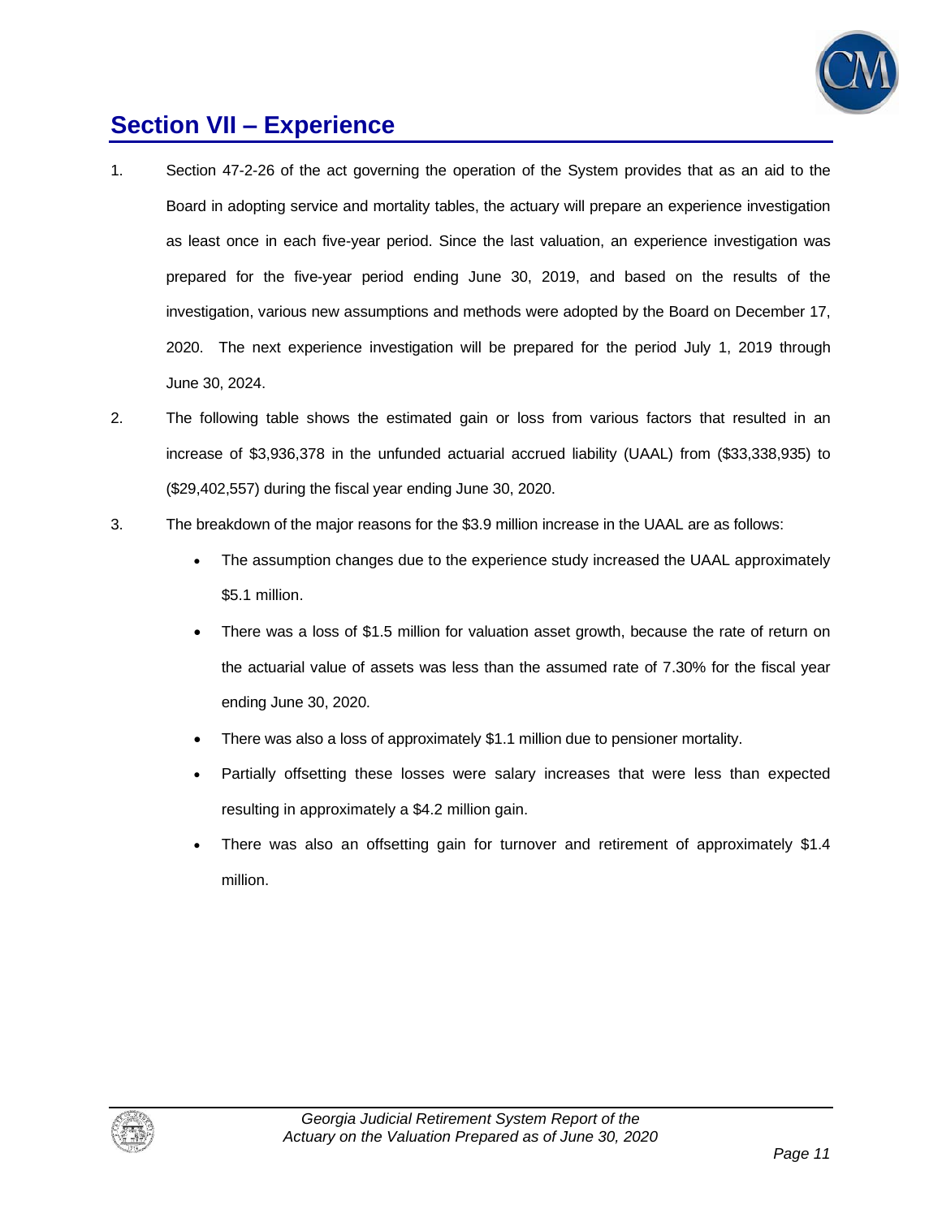## Section VII – Experience

1. Section 47-2-26 of the act governing the operation of the System provides that as an aid to the Board in adopting service and mortality tables, the actuary will prepare an experience investigation as least once in each five-year period. Since the last valuation, an experience investigation was prepared for the five-year period ending June 30, 2019, and based on the results of the investigation, various new assumptions and methods were adopted by the Board on December 17, 2020. The next experience investigation will be prepared for the period July 1, 2019 through June 30, 2024.

2. The following table shows the estimated gain or loss from various factors that resulted in an increase of $3,936,378 in the unfunded actuarial accrued liability (UAAL) from ($33,338,935) to ($29,402,557) during the fiscal year ending June 30, 2020.

3. The breakdown of the major reasons for the $3.9 million increase in the UAAL are as follows:

   - The assumption changes due to the experience study increased the UAAL approximately $5.1 million.
   - There was a loss of $1.5 million for valuation asset growth, because the rate of return on the actuarial value of assets was less than the assumed rate of 7.30% for the fiscal year ending June 30, 2020.
   - There was also a loss of approximately $1.1 million due to pensioner mortality.
   - Partially offsetting these losses were salary increases that were less than expected resulting in approximately a $4.2 million gain.
   - There was also an offsetting gain for turnover and retirement of approximately $1.4 million.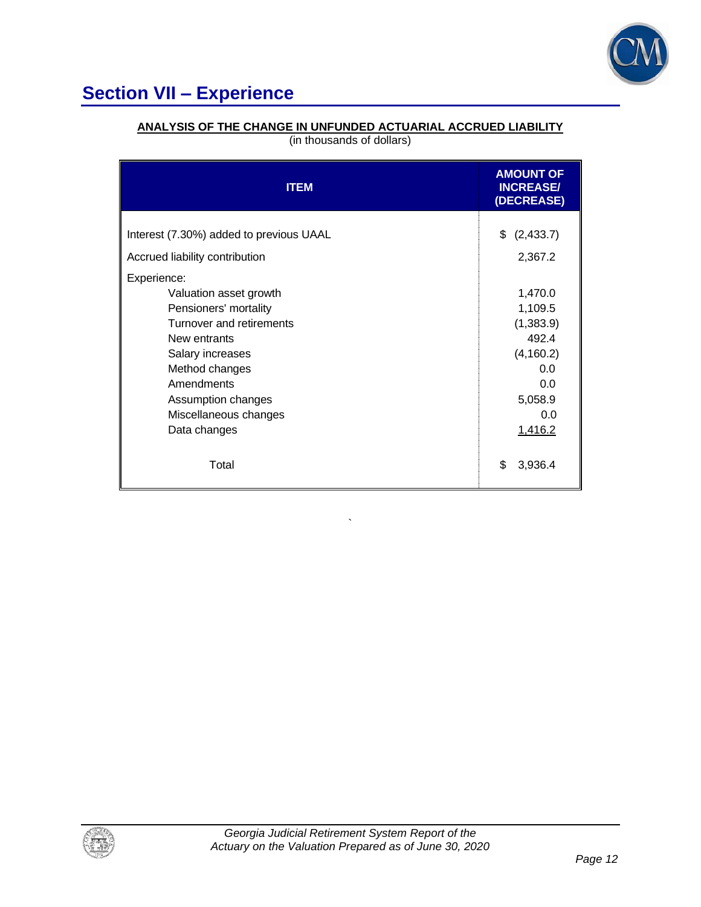## Section VII – Experience

**ANALYSIS OF THE CHANGE IN UNFUNDED ACTUARIAL ACCRUED LIABILITY**

(in thousands of dollars)

| ITEM | AMOUNT OF INCREASE/ (DECREASE) |
|---|---|
| Interest (7.30%) added to previous UAAL | $ (2,433.7) |
| Accrued liability contribution | 2,367.2 |
| Experience: | |
| Valuation asset growth | 1,470.0 |
| Pensioners' mortality | 1,109.5 |
| Turnover and retirements | (1,383.9) |
| New entrants | 492.4 |
| Salary increases | (4,160.2) |
| Method changes | 0.0 |
| Amendments | 0.0 |
| Assumption changes | 5,058.9 |
| Miscellaneous changes | 0.0 |
| Data changes | 1,416.2 |
| Total | $ 3,936.4 |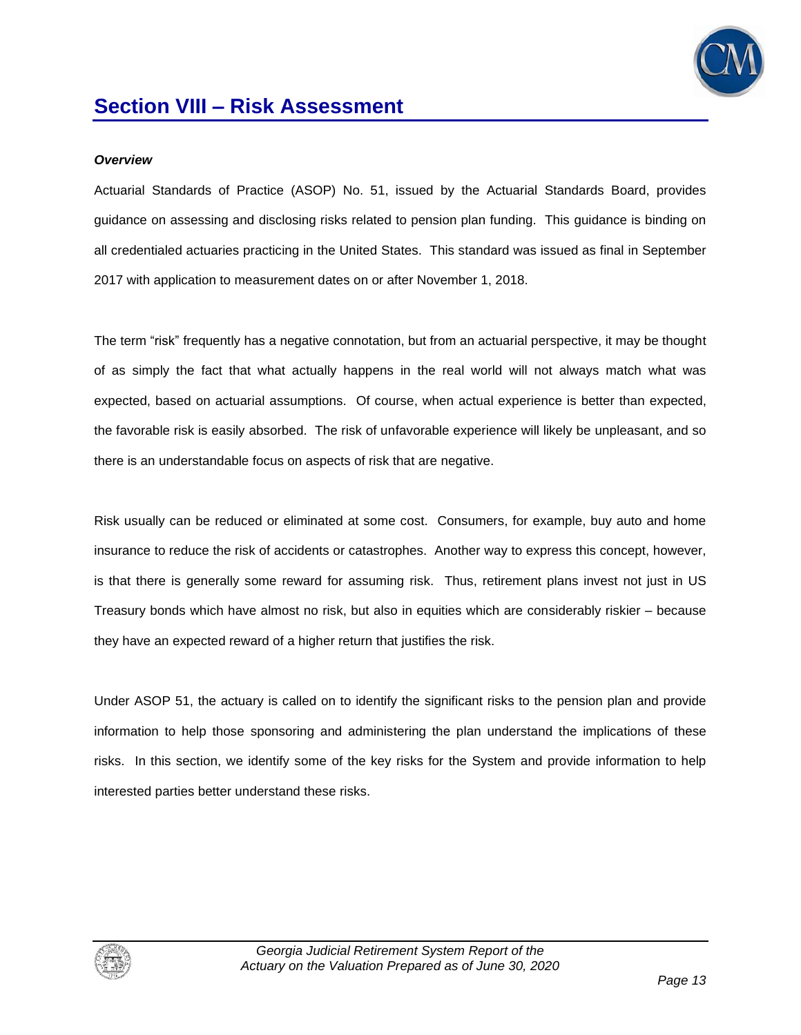# Section VIII – Risk Assessment

***Overview***

Actuarial Standards of Practice (ASOP) No. 51, issued by the Actuarial Standards Board, provides guidance on assessing and disclosing risks related to pension plan funding. This guidance is binding on all credentialed actuaries practicing in the United States. This standard was issued as final in September 2017 with application to measurement dates on or after November 1, 2018.

The term "risk" frequently has a negative connotation, but from an actuarial perspective, it may be thought of as simply the fact that what actually happens in the real world will not always match what was expected, based on actuarial assumptions. Of course, when actual experience is better than expected, the favorable risk is easily absorbed. The risk of unfavorable experience will likely be unpleasant, and so there is an understandable focus on aspects of risk that are negative.

Risk usually can be reduced or eliminated at some cost. Consumers, for example, buy auto and home insurance to reduce the risk of accidents or catastrophes. Another way to express this concept, however, is that there is generally some reward for assuming risk. Thus, retirement plans invest not just in US Treasury bonds which have almost no risk, but also in equities which are considerably riskier – because they have an expected reward of a higher return that justifies the risk.

Under ASOP 51, the actuary is called on to identify the significant risks to the pension plan and provide information to help those sponsoring and administering the plan understand the implications of these risks. In this section, we identify some of the key risks for the System and provide information to help interested parties better understand these risks.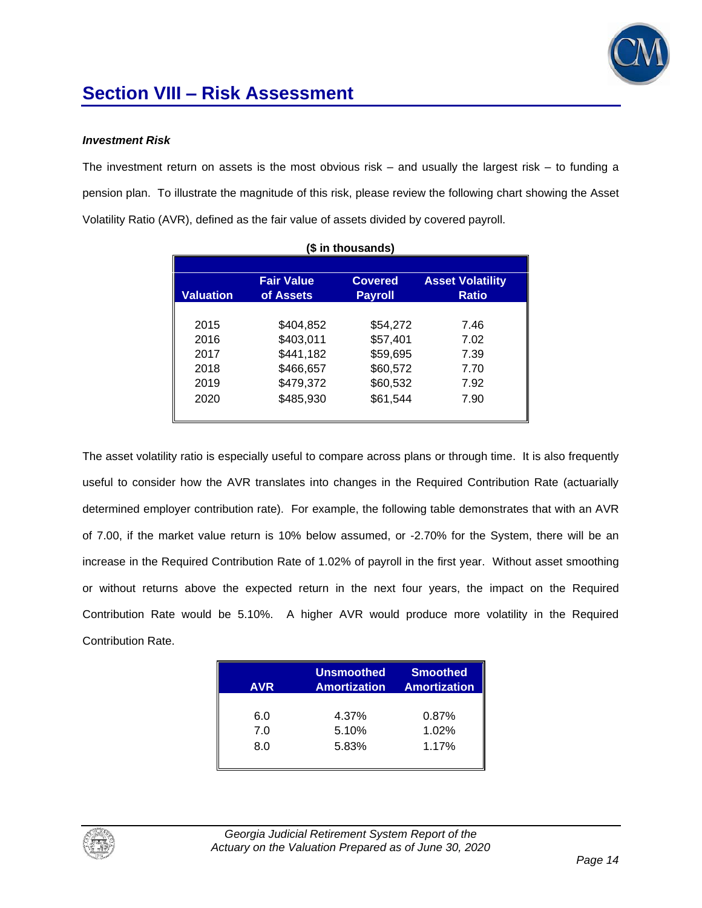## Section VIII – Risk Assessment

***Investment Risk***

The investment return on assets is the most obvious risk – and usually the largest risk – to funding a pension plan. To illustrate the magnitude of this risk, please review the following chart showing the Asset Volatility Ratio (AVR), defined as the fair value of assets divided by covered payroll.

**($ in thousands)**

| Valuation | Fair Value of Assets | Covered Payroll | Asset Volatility Ratio |
|---|---|---|---|
| 2015 | $404,852 | $54,272 | 7.46 |
| 2016 | $403,011 | $57,401 | 7.02 |
| 2017 | $441,182 | $59,695 | 7.39 |
| 2018 | $466,657 | $60,572 | 7.70 |
| 2019 | $479,372 | $60,532 | 7.92 |
| 2020 | $485,930 | $61,544 | 7.90 |

The asset volatility ratio is especially useful to compare across plans or through time. It is also frequently useful to consider how the AVR translates into changes in the Required Contribution Rate (actuarially determined employer contribution rate). For example, the following table demonstrates that with an AVR of 7.00, if the market value return is 10% below assumed, or -2.70% for the System, there will be an increase in the Required Contribution Rate of 1.02% of payroll in the first year. Without asset smoothing or without returns above the expected return in the next four years, the impact on the Required Contribution Rate would be 5.10%. A higher AVR would produce more volatility in the Required Contribution Rate.

| AVR | Unsmoothed Amortization | Smoothed Amortization |
|---|---|---|
| 6.0 | 4.37% | 0.87% |
| 7.0 | 5.10% | 1.02% |
| 8.0 | 5.83% | 1.17% |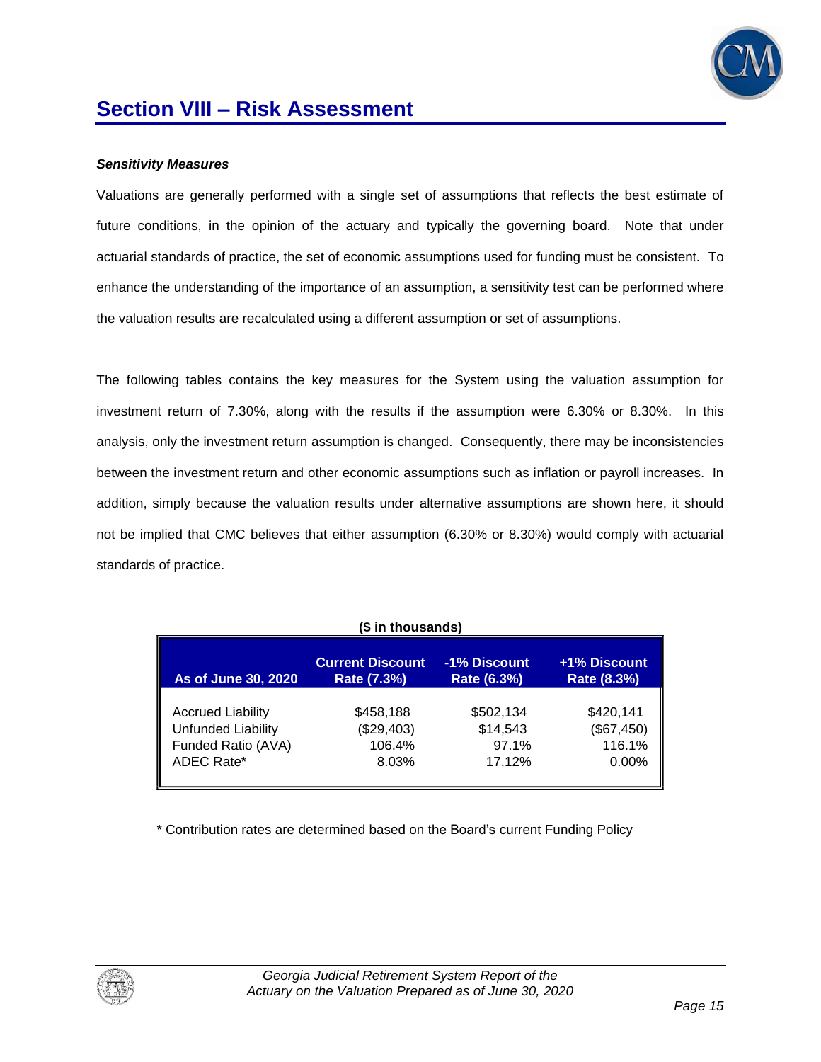## Section VIII – Risk Assessment

***Sensitivity Measures***

Valuations are generally performed with a single set of assumptions that reflects the best estimate of future conditions, in the opinion of the actuary and typically the governing board. Note that under actuarial standards of practice, the set of economic assumptions used for funding must be consistent. To enhance the understanding of the importance of an assumption, a sensitivity test can be performed where the valuation results are recalculated using a different assumption or set of assumptions.

The following tables contains the key measures for the System using the valuation assumption for investment return of 7.30%, along with the results if the assumption were 6.30% or 8.30%. In this analysis, only the investment return assumption is changed. Consequently, there may be inconsistencies between the investment return and other economic assumptions such as inflation or payroll increases. In addition, simply because the valuation results under alternative assumptions are shown here, it should not be implied that CMC believes that either assumption (6.30% or 8.30%) would comply with actuarial standards of practice.

**($ in thousands)**

| As of June 30, 2020 | Current Discount Rate (7.3%) | -1% Discount Rate (6.3%) | +1% Discount Rate (8.3%) |
|---|---|---|---|
| Accrued Liability | $458,188 | $502,134 | $420,141 |
| Unfunded Liability | ($29,403) | $14,543 | ($67,450) |
| Funded Ratio (AVA) | 106.4% | 97.1% | 116.1% |
| ADEC Rate* | 8.03% | 17.12% | 0.00% |

\* Contribution rates are determined based on the Board's current Funding Policy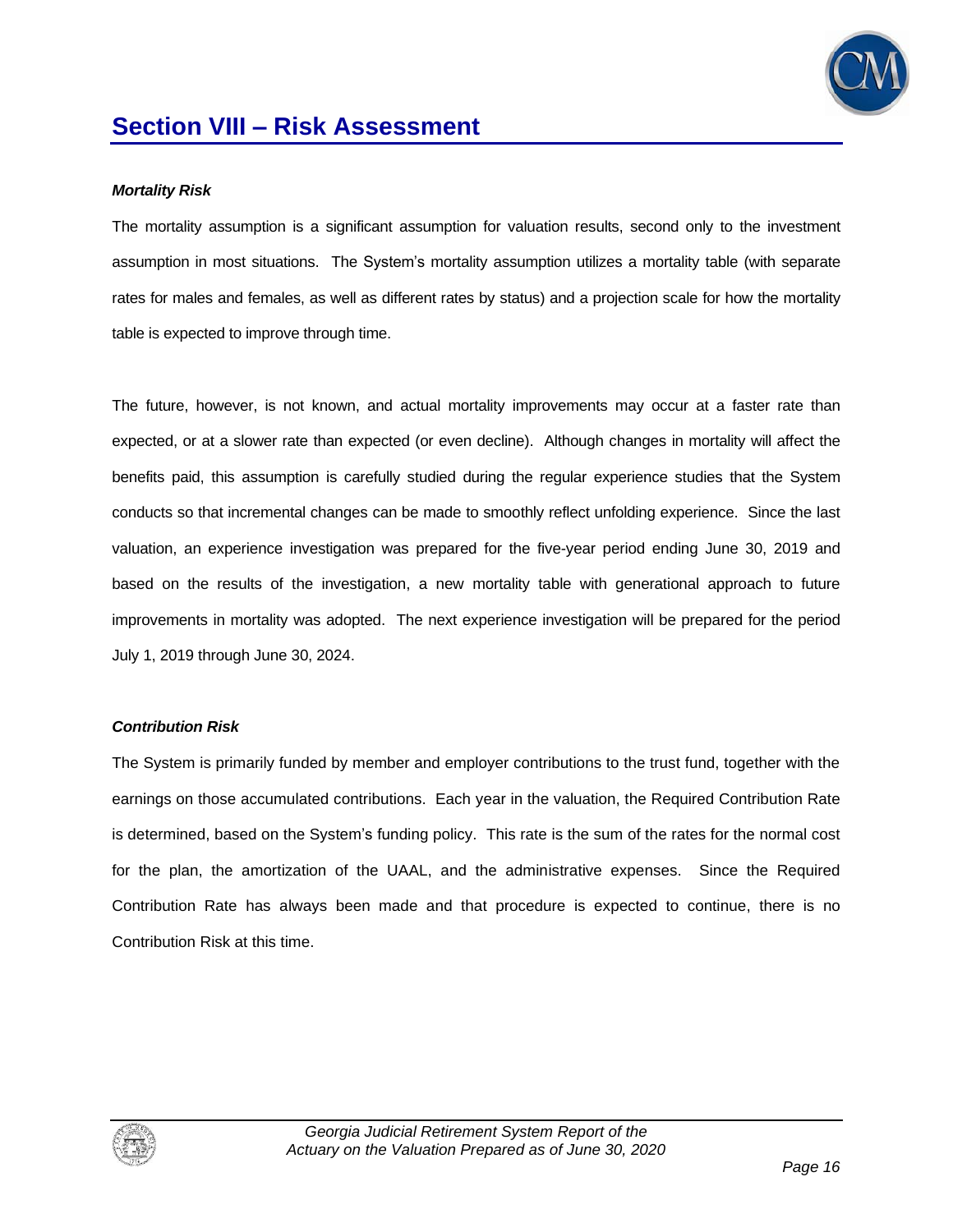## Section VIII – Risk Assessment

***Mortality Risk***

The mortality assumption is a significant assumption for valuation results, second only to the investment assumption in most situations. The System's mortality assumption utilizes a mortality table (with separate rates for males and females, as well as different rates by status) and a projection scale for how the mortality table is expected to improve through time.

The future, however, is not known, and actual mortality improvements may occur at a faster rate than expected, or at a slower rate than expected (or even decline). Although changes in mortality will affect the benefits paid, this assumption is carefully studied during the regular experience studies that the System conducts so that incremental changes can be made to smoothly reflect unfolding experience. Since the last valuation, an experience investigation was prepared for the five-year period ending June 30, 2019 and based on the results of the investigation, a new mortality table with generational approach to future improvements in mortality was adopted. The next experience investigation will be prepared for the period July 1, 2019 through June 30, 2024.

***Contribution Risk***

The System is primarily funded by member and employer contributions to the trust fund, together with the earnings on those accumulated contributions. Each year in the valuation, the Required Contribution Rate is determined, based on the System's funding policy. This rate is the sum of the rates for the normal cost for the plan, the amortization of the UAAL, and the administrative expenses. Since the Required Contribution Rate has always been made and that procedure is expected to continue, there is no Contribution Risk at this time.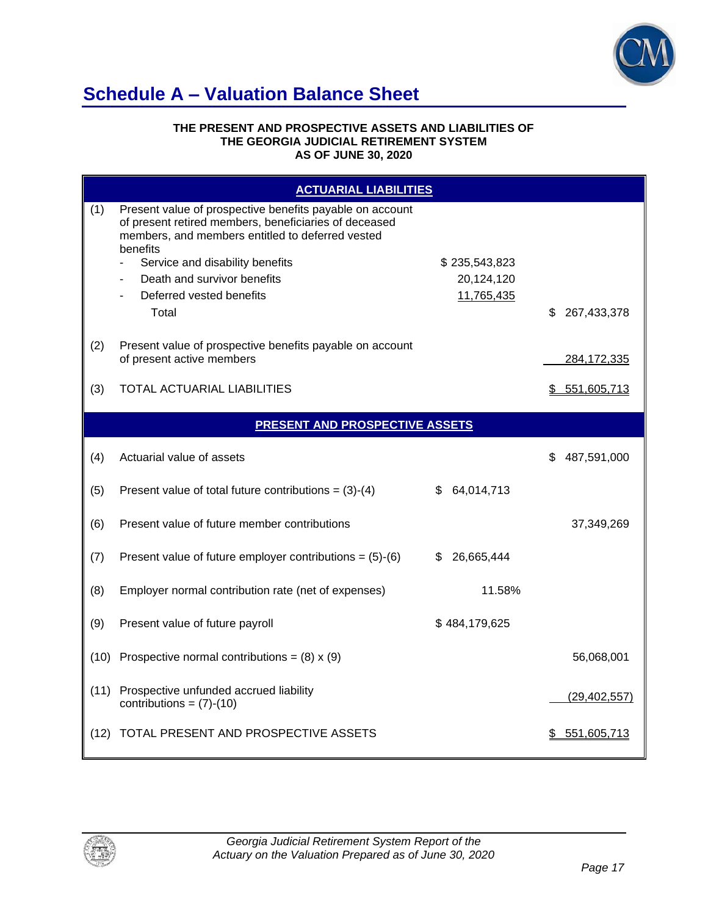# Schedule A – Valuation Balance Sheet

**THE PRESENT AND PROSPECTIVE ASSETS AND LIABILITIES OF THE GEORGIA JUDICIAL RETIREMENT SYSTEM AS OF JUNE 30, 2020**

| | **ACTUARIAL LIABILITIES** | | |
|---|---|---|---|
| (1) | Present value of prospective benefits payable on account of present retired members, beneficiaries of deceased members, and members entitled to deferred vested benefits | | |
| | - Service and disability benefits | $ 235,543,823 | |
| | - Death and survivor benefits | 20,124,120 | |
| | - Deferred vested benefits | 11,765,435 | |
| | Total | | $ 267,433,378 |
| (2) | Present value of prospective benefits payable on account of present active members | | 284,172,335 |
| (3) | TOTAL ACTUARIAL LIABILITIES | | $ 551,605,713 |
| | **PRESENT AND PROSPECTIVE ASSETS** | | |
| (4) | Actuarial value of assets | | $ 487,591,000 |
| (5) | Present value of total future contributions = (3)-(4) | $ 64,014,713 | |
| (6) | Present value of future member contributions | | 37,349,269 |
| (7) | Present value of future employer contributions = (5)-(6) | $ 26,665,444 | |
| (8) | Employer normal contribution rate (net of expenses) | 11.58% | |
| (9) | Present value of future payroll | $ 484,179,625 | |
| (10) | Prospective normal contributions = (8) x (9) | | 56,068,001 |
| (11) | Prospective unfunded accrued liability contributions = (7)-(10) | | (29,402,557) |
| (12) | TOTAL PRESENT AND PROSPECTIVE ASSETS | | $ 551,605,713 |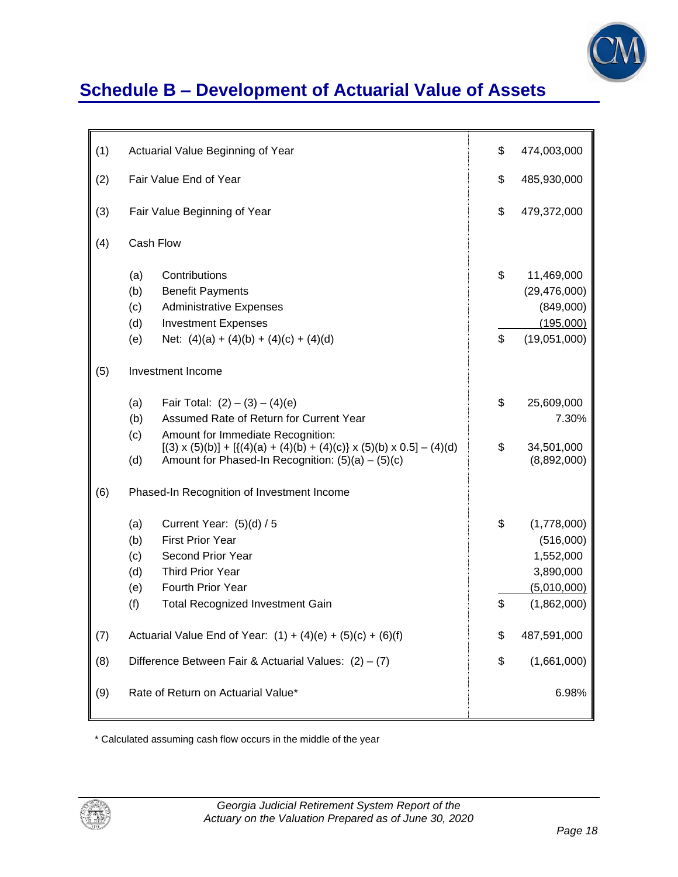## Schedule B – Development of Actuarial Value of Assets

| | | | |
|---|---|---|---|
| (1) | Actuarial Value Beginning of Year | $ | 474,003,000 |
| (2) | Fair Value End of Year | $ | 485,930,000 |
| (3) | Fair Value Beginning of Year | $ | 479,372,000 |
| (4) | Cash Flow | | |
| | (a) Contributions | $ | 11,469,000 |
| | (b) Benefit Payments | | (29,476,000) |
| | (c) Administrative Expenses | | (849,000) |
| | (d) Investment Expenses | | (195,000) |
| | (e) Net: (4)(a) + (4)(b) + (4)(c) + (4)(d) | $ | (19,051,000) |
| (5) | Investment Income | | |
| | (a) Fair Total: (2) – (3) – (4)(e) | $ | 25,609,000 |
| | (b) Assumed Rate of Return for Current Year | | 7.30% |
| | (c) Amount for Immediate Recognition: [(3) x (5)(b)] + [{(4)(a) + (4)(b) + (4)(c)} x (5)(b) x 0.5] – (4)(d) | $ | 34,501,000 |
| | (d) Amount for Phased-In Recognition: (5)(a) – (5)(c) | | (8,892,000) |
| (6) | Phased-In Recognition of Investment Income | | |
| | (a) Current Year: (5)(d) / 5 | $ | (1,778,000) |
| | (b) First Prior Year | | (516,000) |
| | (c) Second Prior Year | | 1,552,000 |
| | (d) Third Prior Year | | 3,890,000 |
| | (e) Fourth Prior Year | | (5,010,000) |
| | (f) Total Recognized Investment Gain | $ | (1,862,000) |
| (7) | Actuarial Value End of Year: (1) + (4)(e) + (5)(c) + (6)(f) | $ | 487,591,000 |
| (8) | Difference Between Fair & Actuarial Values: (2) – (7) | $ | (1,661,000) |
| (9) | Rate of Return on Actuarial Value* | | 6.98% |

* Calculated assuming cash flow occurs in the middle of the year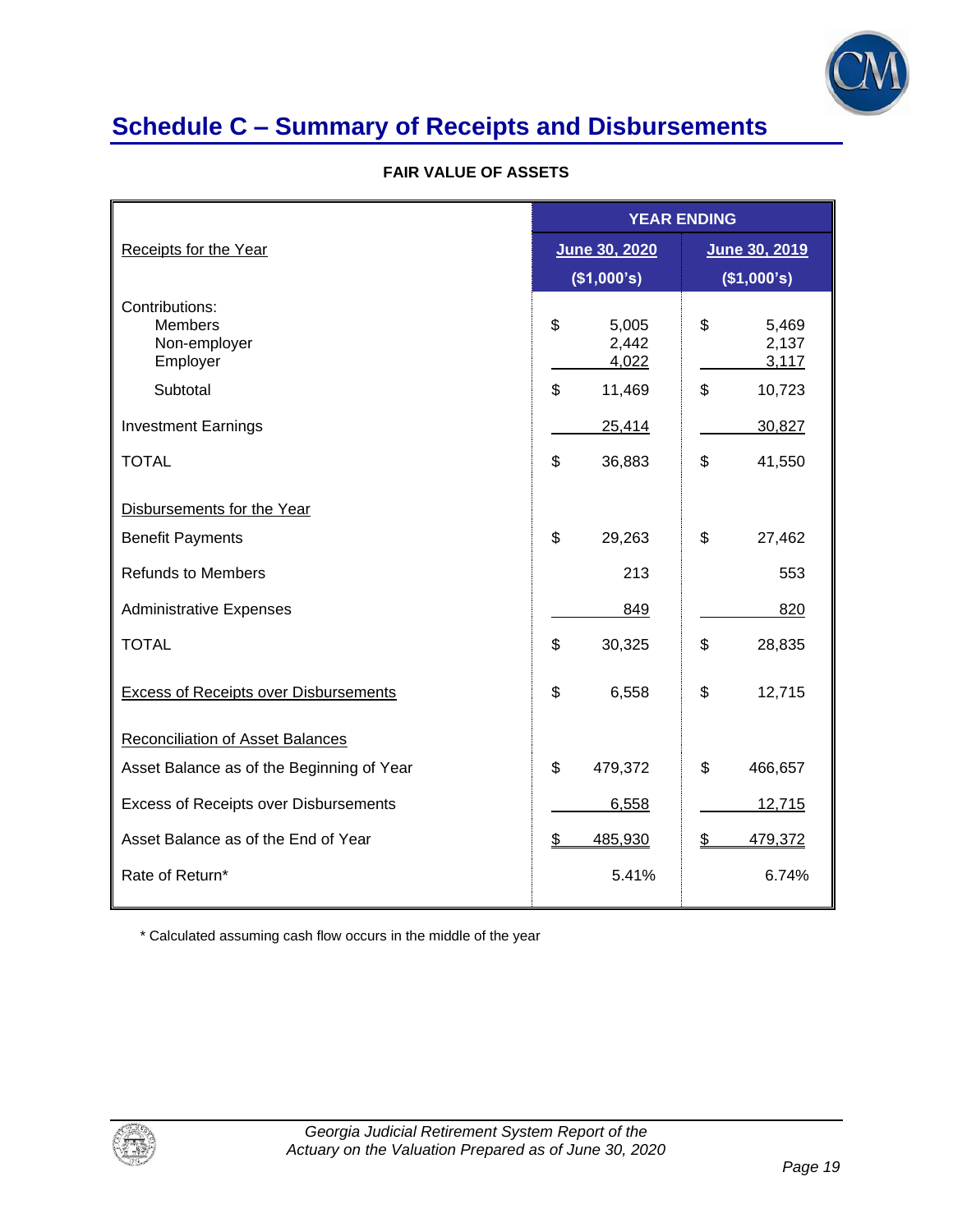## Schedule C – Summary of Receipts and Disbursements

**FAIR VALUE OF ASSETS**

| | YEAR ENDING | |
|---|---|---|
| Receipts for the Year | June 30, 2020 ($1,000's) | June 30, 2019 ($1,000's) |
| Contributions: | | |
| Members | $ 5,005 | $ 5,469 |
| Non-employer | 2,442 | 2,137 |
| Employer | 4,022 | 3,117 |
| Subtotal | $ 11,469 | $ 10,723 |
| Investment Earnings | 25,414 | 30,827 |
| TOTAL | $ 36,883 | $ 41,550 |
| Disbursements for the Year | | |
| Benefit Payments | $ 29,263 | $ 27,462 |
| Refunds to Members | 213 | 553 |
| Administrative Expenses | 849 | 820 |
| TOTAL | $ 30,325 | $ 28,835 |
| Excess of Receipts over Disbursements | $ 6,558 | $ 12,715 |
| Reconciliation of Asset Balances | | |
| Asset Balance as of the Beginning of Year | $ 479,372 | $ 466,657 |
| Excess of Receipts over Disbursements | 6,558 | 12,715 |
| Asset Balance as of the End of Year | $ 485,930 | $ 479,372 |
| Rate of Return* | 5.41% | 6.74% |

* Calculated assuming cash flow occurs in the middle of the year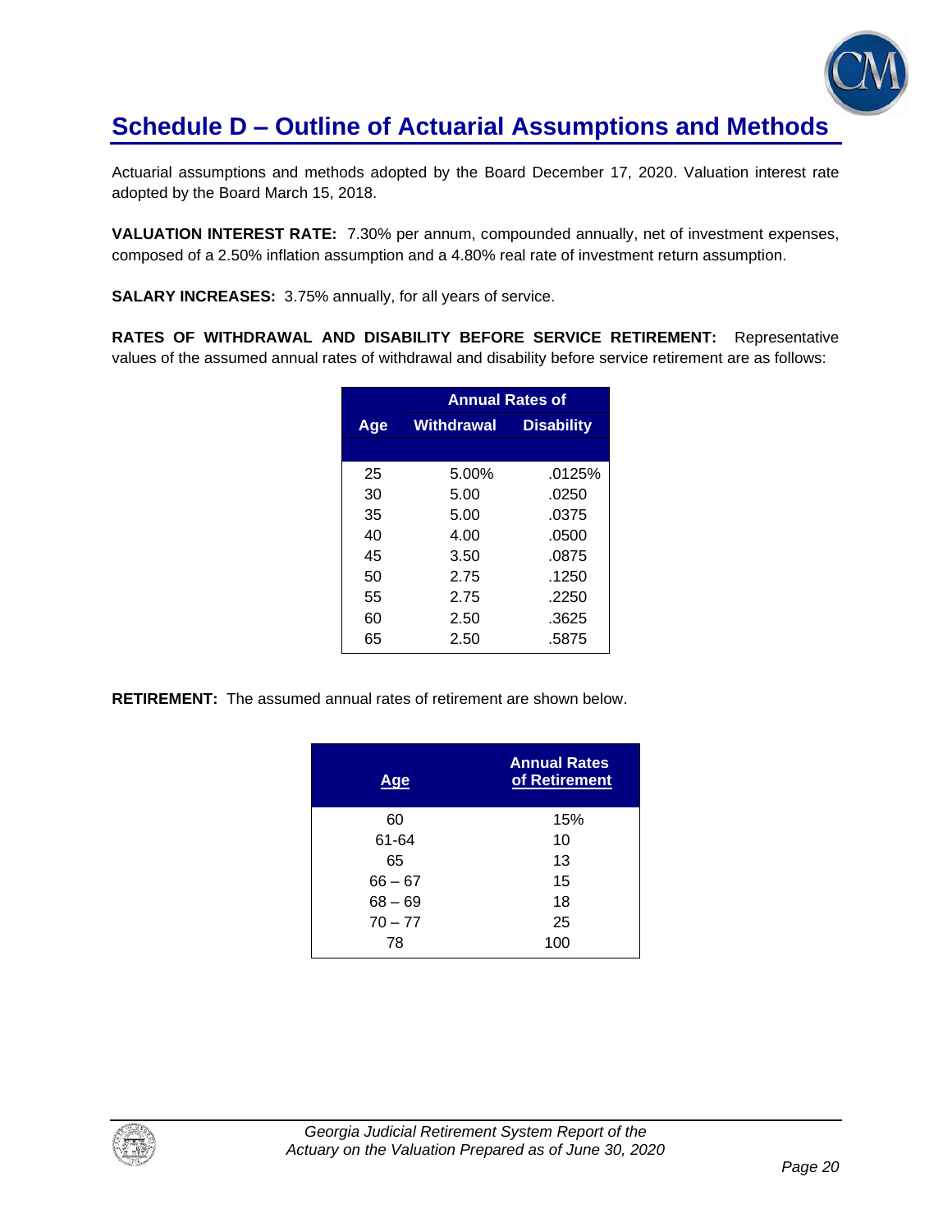# Schedule D – Outline of Actuarial Assumptions and Methods

Actuarial assumptions and methods adopted by the Board December 17, 2020. Valuation interest rate adopted by the Board March 15, 2018.

**VALUATION INTEREST RATE:** 7.30% per annum, compounded annually, net of investment expenses, composed of a 2.50% inflation assumption and a 4.80% real rate of investment return assumption.

**SALARY INCREASES:** 3.75% annually, for all years of service.

**RATES OF WITHDRAWAL AND DISABILITY BEFORE SERVICE RETIREMENT:** Representative values of the assumed annual rates of withdrawal and disability before service retirement are as follows:

| | Annual Rates of | |
|---|---|---|
| Age | Withdrawal | Disability |
| 25 | 5.00% | .0125% |
| 30 | 5.00 | .0250 |
| 35 | 5.00 | .0375 |
| 40 | 4.00 | .0500 |
| 45 | 3.50 | .0875 |
| 50 | 2.75 | .1250 |
| 55 | 2.75 | .2250 |
| 60 | 2.50 | .3625 |
| 65 | 2.50 | .5875 |

**RETIREMENT:** The assumed annual rates of retirement are shown below.

| Age | Annual Rates of Retirement |
|---|---|
| 60 | 15% |
| 61-64 | 10 |
| 65 | 13 |
| 66 – 67 | 15 |
| 68 – 69 | 18 |
| 70 – 77 | 25 |
| 78 | 100 |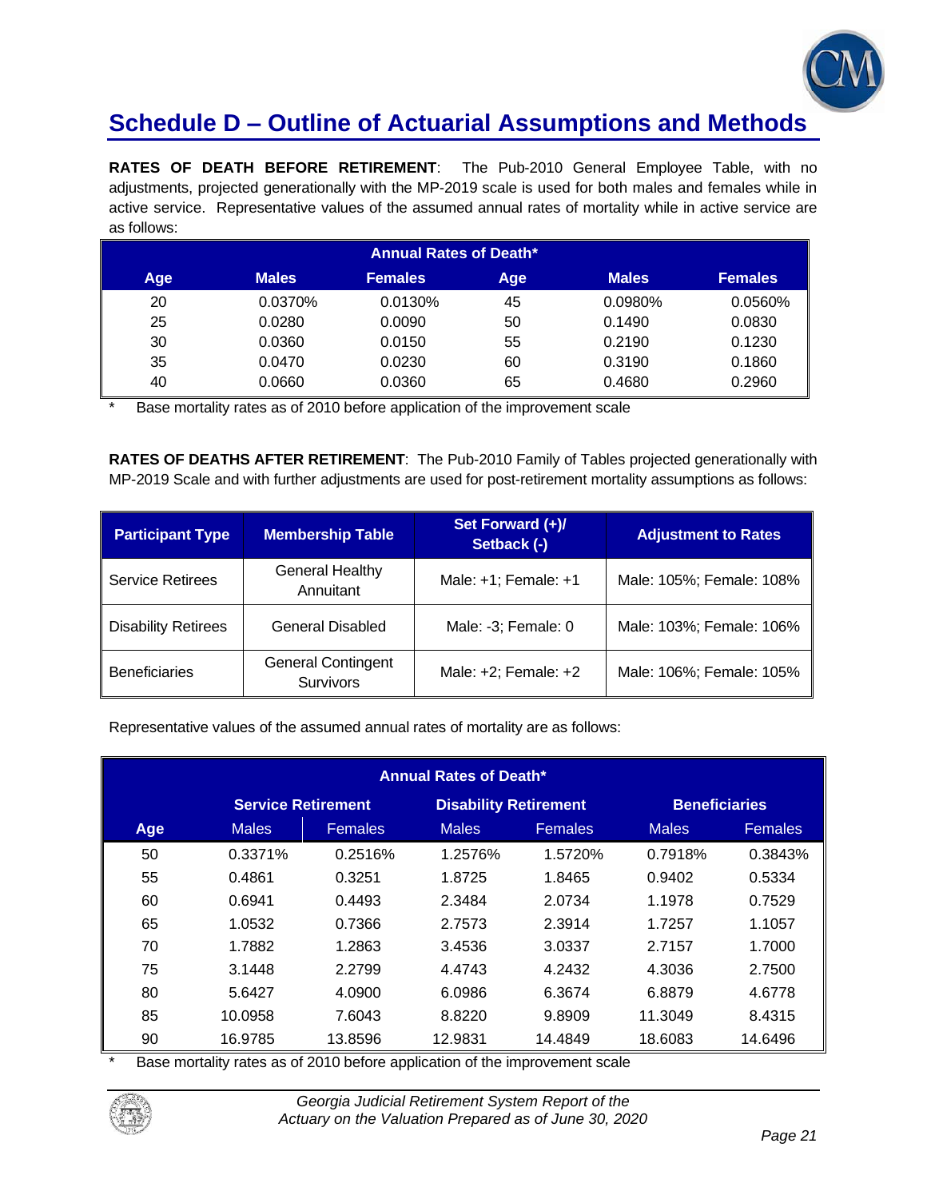# Schedule D – Outline of Actuarial Assumptions and Methods

**RATES OF DEATH BEFORE RETIREMENT**: The Pub-2010 General Employee Table, with no adjustments, projected generationally with the MP-2019 scale is used for both males and females while in active service. Representative values of the assumed annual rates of mortality while in active service are as follows:

| Annual Rates of Death* | | | | | |
|---|---|---|---|---|---|
| **Age** | **Males** | **Females** | **Age** | **Males** | **Females** |
| 20 | 0.0370% | 0.0130% | 45 | 0.0980% | 0.0560% |
| 25 | 0.0280 | 0.0090 | 50 | 0.1490 | 0.0830 |
| 30 | 0.0360 | 0.0150 | 55 | 0.2190 | 0.1230 |
| 35 | 0.0470 | 0.0230 | 60 | 0.3190 | 0.1860 |
| 40 | 0.0660 | 0.0360 | 65 | 0.4680 | 0.2960 |

\* Base mortality rates as of 2010 before application of the improvement scale

**RATES OF DEATHS AFTER RETIREMENT**: The Pub-2010 Family of Tables projected generationally with MP-2019 Scale and with further adjustments are used for post-retirement mortality assumptions as follows:

| Participant Type | Membership Table | Set Forward (+)/ Setback (-) | Adjustment to Rates |
|---|---|---|---|
| Service Retirees | General Healthy Annuitant | Male: +1; Female: +1 | Male: 105%; Female: 108% |
| Disability Retirees | General Disabled | Male: -3; Female: 0 | Male: 103%; Female: 106% |
| Beneficiaries | General Contingent Survivors | Male: +2; Female: +2 | Male: 106%; Female: 105% |

Representative values of the assumed annual rates of mortality are as follows:

| Annual Rates of Death* | | | | | | |
|---|---|---|---|---|---|---|
| | **Service Retirement** | | **Disability Retirement** | | **Beneficiaries** | |
| **Age** | Males | Females | Males | Females | Males | Females |
| 50 | 0.3371% | 0.2516% | 1.2576% | 1.5720% | 0.7918% | 0.3843% |
| 55 | 0.4861 | 0.3251 | 1.8725 | 1.8465 | 0.9402 | 0.5334 |
| 60 | 0.6941 | 0.4493 | 2.3484 | 2.0734 | 1.1978 | 0.7529 |
| 65 | 1.0532 | 0.7366 | 2.7573 | 2.3914 | 1.7257 | 1.1057 |
| 70 | 1.7882 | 1.2863 | 3.4536 | 3.0337 | 2.7157 | 1.7000 |
| 75 | 3.1448 | 2.2799 | 4.4743 | 4.2432 | 4.3036 | 2.7500 |
| 80 | 5.6427 | 4.0900 | 6.0986 | 6.3674 | 6.8879 | 4.6778 |
| 85 | 10.0958 | 7.6043 | 8.8220 | 9.8909 | 11.3049 | 8.4315 |
| 90 | 16.9785 | 13.8596 | 12.9831 | 14.4849 | 18.6083 | 14.6496 |

\* Base mortality rates as of 2010 before application of the improvement scale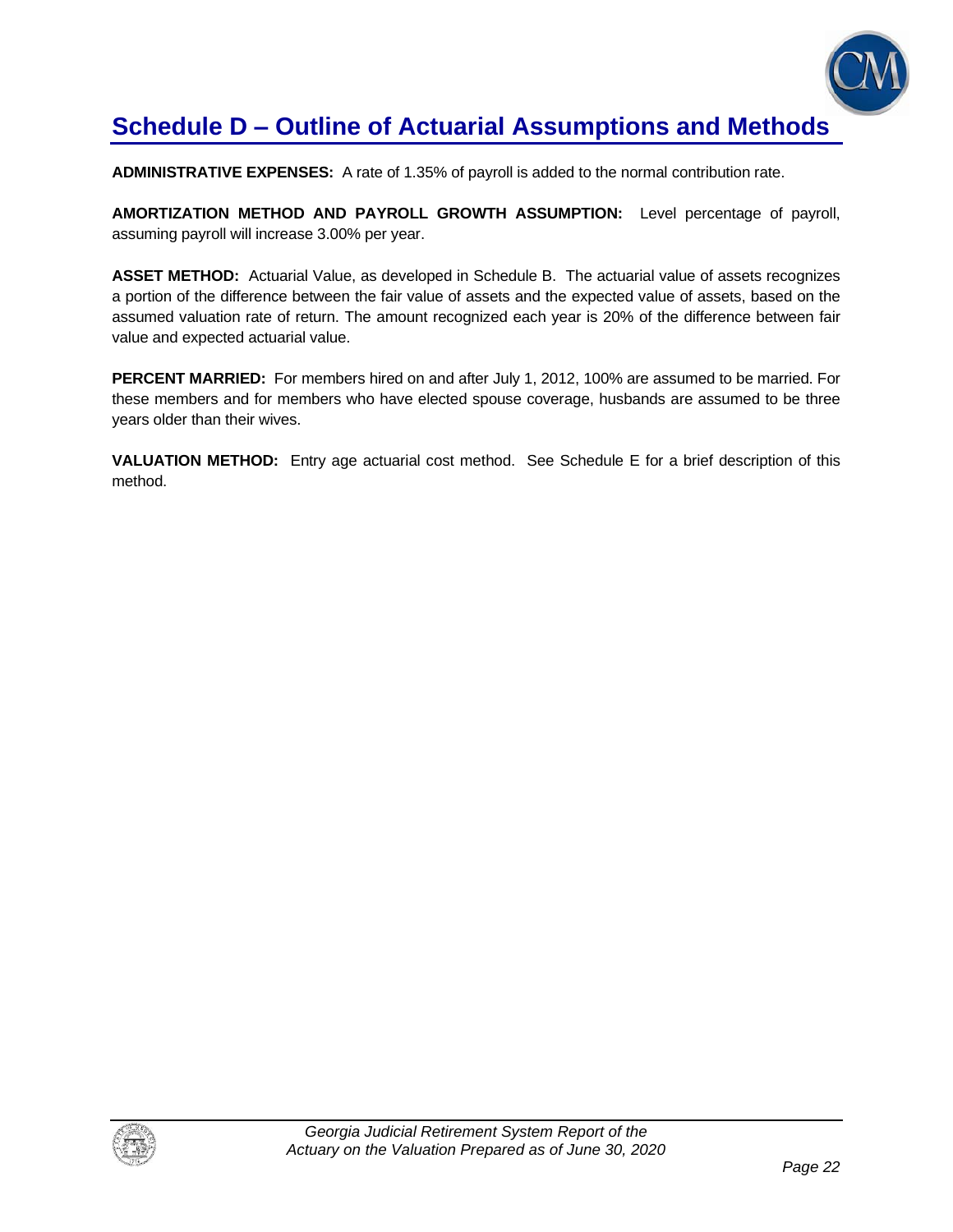# Schedule D – Outline of Actuarial Assumptions and Methods

**ADMINISTRATIVE EXPENSES:** A rate of 1.35% of payroll is added to the normal contribution rate.

**AMORTIZATION METHOD AND PAYROLL GROWTH ASSUMPTION:** Level percentage of payroll, assuming payroll will increase 3.00% per year.

**ASSET METHOD:** Actuarial Value, as developed in Schedule B. The actuarial value of assets recognizes a portion of the difference between the fair value of assets and the expected value of assets, based on the assumed valuation rate of return. The amount recognized each year is 20% of the difference between fair value and expected actuarial value.

**PERCENT MARRIED:** For members hired on and after July 1, 2012, 100% are assumed to be married. For these members and for members who have elected spouse coverage, husbands are assumed to be three years older than their wives.

**VALUATION METHOD:** Entry age actuarial cost method. See Schedule E for a brief description of this method.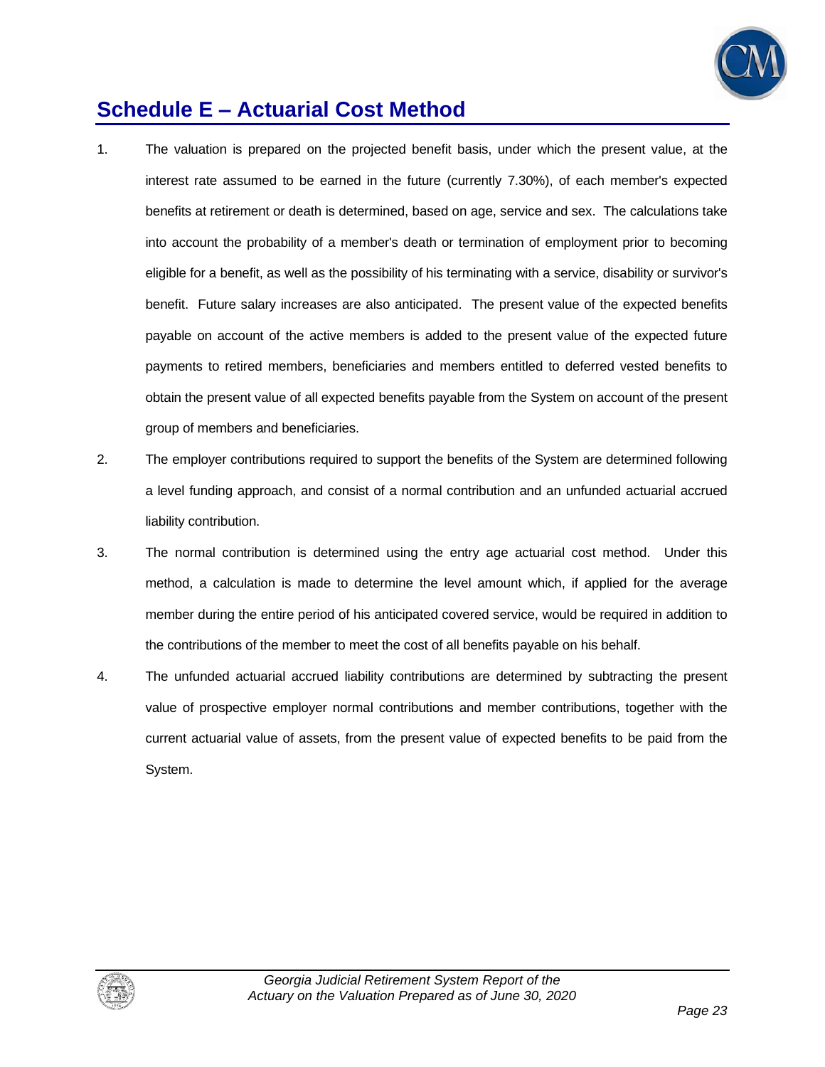## Schedule E – Actuarial Cost Method

1. The valuation is prepared on the projected benefit basis, under which the present value, at the interest rate assumed to be earned in the future (currently 7.30%), of each member's expected benefits at retirement or death is determined, based on age, service and sex. The calculations take into account the probability of a member's death or termination of employment prior to becoming eligible for a benefit, as well as the possibility of his terminating with a service, disability or survivor's benefit. Future salary increases are also anticipated. The present value of the expected benefits payable on account of the active members is added to the present value of the expected future payments to retired members, beneficiaries and members entitled to deferred vested benefits to obtain the present value of all expected benefits payable from the System on account of the present group of members and beneficiaries.

2. The employer contributions required to support the benefits of the System are determined following a level funding approach, and consist of a normal contribution and an unfunded actuarial accrued liability contribution.

3. The normal contribution is determined using the entry age actuarial cost method. Under this method, a calculation is made to determine the level amount which, if applied for the average member during the entire period of his anticipated covered service, would be required in addition to the contributions of the member to meet the cost of all benefits payable on his behalf.

4. The unfunded actuarial accrued liability contributions are determined by subtracting the present value of prospective employer normal contributions and member contributions, together with the current actuarial value of assets, from the present value of expected benefits to be paid from the System.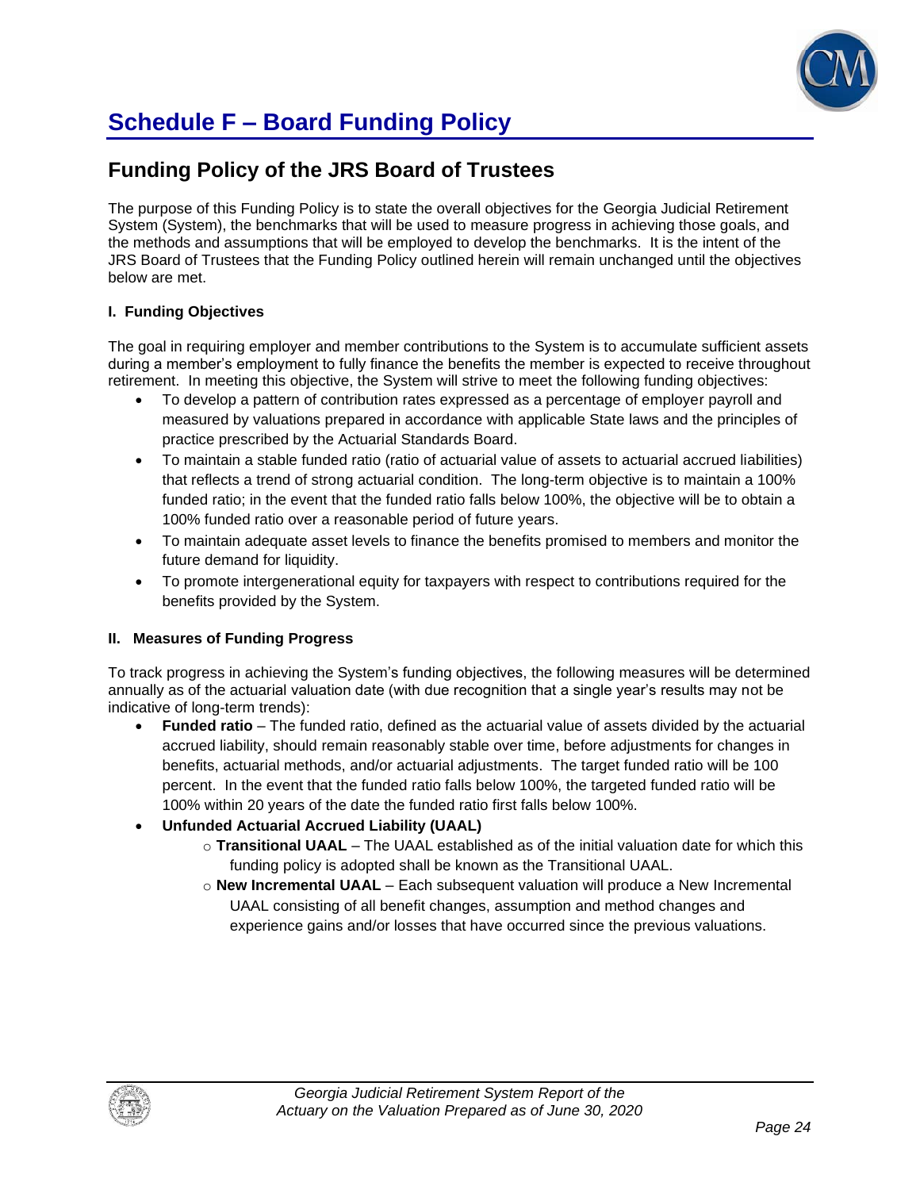# Schedule F – Board Funding Policy

## Funding Policy of the JRS Board of Trustees

The purpose of this Funding Policy is to state the overall objectives for the Georgia Judicial Retirement System (System), the benchmarks that will be used to measure progress in achieving those goals, and the methods and assumptions that will be employed to develop the benchmarks. It is the intent of the JRS Board of Trustees that the Funding Policy outlined herein will remain unchanged until the objectives below are met.

**I. Funding Objectives**

The goal in requiring employer and member contributions to the System is to accumulate sufficient assets during a member's employment to fully finance the benefits the member is expected to receive throughout retirement. In meeting this objective, the System will strive to meet the following funding objectives:

- To develop a pattern of contribution rates expressed as a percentage of employer payroll and measured by valuations prepared in accordance with applicable State laws and the principles of practice prescribed by the Actuarial Standards Board.
- To maintain a stable funded ratio (ratio of actuarial value of assets to actuarial accrued liabilities) that reflects a trend of strong actuarial condition. The long-term objective is to maintain a 100% funded ratio; in the event that the funded ratio falls below 100%, the objective will be to obtain a 100% funded ratio over a reasonable period of future years.
- To maintain adequate asset levels to finance the benefits promised to members and monitor the future demand for liquidity.
- To promote intergenerational equity for taxpayers with respect to contributions required for the benefits provided by the System.

**II. Measures of Funding Progress**

To track progress in achieving the System's funding objectives, the following measures will be determined annually as of the actuarial valuation date (with due recognition that a single year's results may not be indicative of long-term trends):

- **Funded ratio** – The funded ratio, defined as the actuarial value of assets divided by the actuarial accrued liability, should remain reasonably stable over time, before adjustments for changes in benefits, actuarial methods, and/or actuarial adjustments. The target funded ratio will be 100 percent. In the event that the funded ratio falls below 100%, the targeted funded ratio will be 100% within 20 years of the date the funded ratio first falls below 100%.
- **Unfunded Actuarial Accrued Liability (UAAL)**
  - **Transitional UAAL** – The UAAL established as of the initial valuation date for which this funding policy is adopted shall be known as the Transitional UAAL.
  - **New Incremental UAAL** – Each subsequent valuation will produce a New Incremental UAAL consisting of all benefit changes, assumption and method changes and experience gains and/or losses that have occurred since the previous valuations.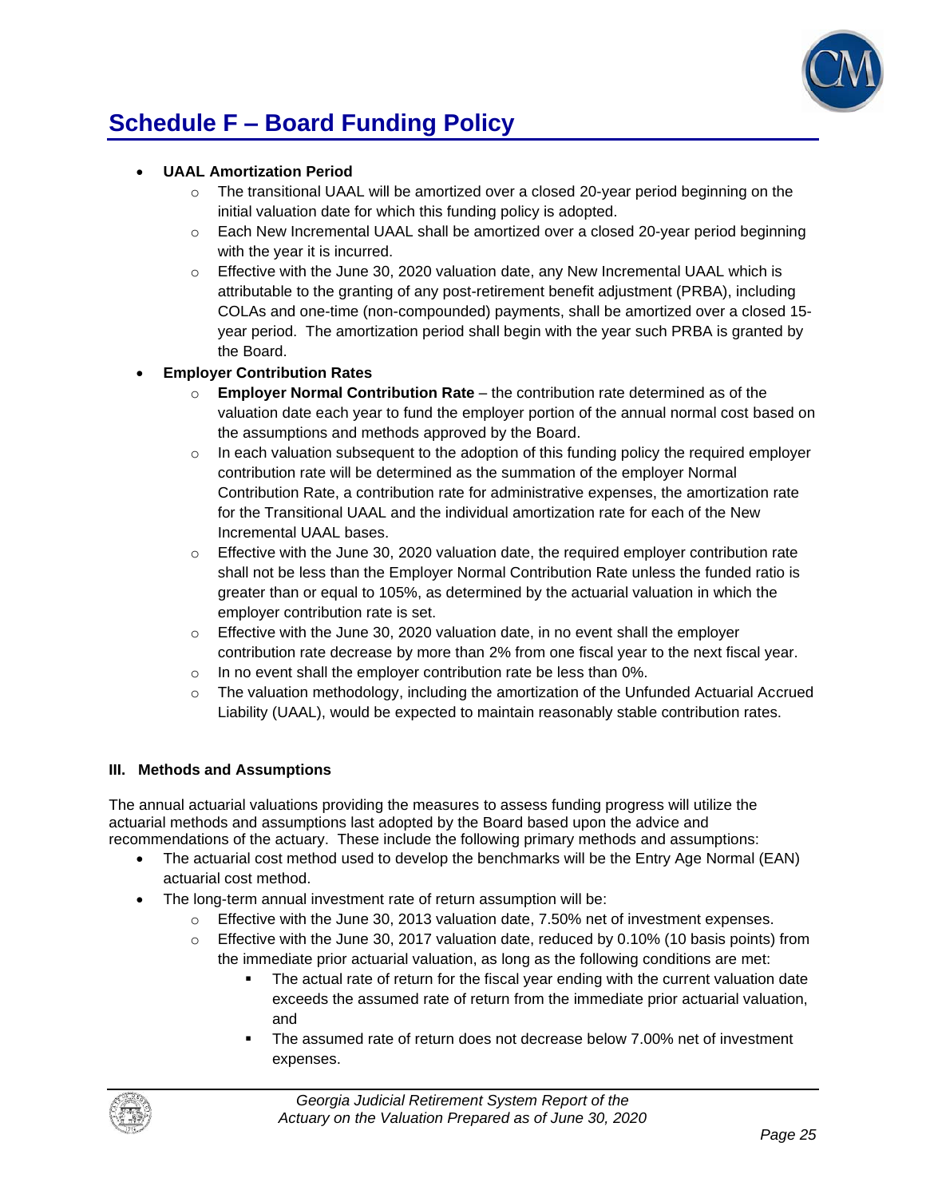## Schedule F – Board Funding Policy

- **UAAL Amortization Period**
  - The transitional UAAL will be amortized over a closed 20-year period beginning on the initial valuation date for which this funding policy is adopted.
  - Each New Incremental UAAL shall be amortized over a closed 20-year period beginning with the year it is incurred.
  - Effective with the June 30, 2020 valuation date, any New Incremental UAAL which is attributable to the granting of any post-retirement benefit adjustment (PRBA), including COLAs and one-time (non-compounded) payments, shall be amortized over a closed 15-year period. The amortization period shall begin with the year such PRBA is granted by the Board.
- **Employer Contribution Rates**
  - **Employer Normal Contribution Rate** – the contribution rate determined as of the valuation date each year to fund the employer portion of the annual normal cost based on the assumptions and methods approved by the Board.
  - In each valuation subsequent to the adoption of this funding policy the required employer contribution rate will be determined as the summation of the employer Normal Contribution Rate, a contribution rate for administrative expenses, the amortization rate for the Transitional UAAL and the individual amortization rate for each of the New Incremental UAAL bases.
  - Effective with the June 30, 2020 valuation date, the required employer contribution rate shall not be less than the Employer Normal Contribution Rate unless the funded ratio is greater than or equal to 105%, as determined by the actuarial valuation in which the employer contribution rate is set.
  - Effective with the June 30, 2020 valuation date, in no event shall the employer contribution rate decrease by more than 2% from one fiscal year to the next fiscal year.
  - In no event shall the employer contribution rate be less than 0%.
  - The valuation methodology, including the amortization of the Unfunded Actuarial Accrued Liability (UAAL), would be expected to maintain reasonably stable contribution rates.

### III. Methods and Assumptions

The annual actuarial valuations providing the measures to assess funding progress will utilize the actuarial methods and assumptions last adopted by the Board based upon the advice and recommendations of the actuary. These include the following primary methods and assumptions:

- The actuarial cost method used to develop the benchmarks will be the Entry Age Normal (EAN) actuarial cost method.
- The long-term annual investment rate of return assumption will be:
  - Effective with the June 30, 2013 valuation date, 7.50% net of investment expenses.
  - Effective with the June 30, 2017 valuation date, reduced by 0.10% (10 basis points) from the immediate prior actuarial valuation, as long as the following conditions are met:
    - The actual rate of return for the fiscal year ending with the current valuation date exceeds the assumed rate of return from the immediate prior actuarial valuation, and
    - The assumed rate of return does not decrease below 7.00% net of investment expenses.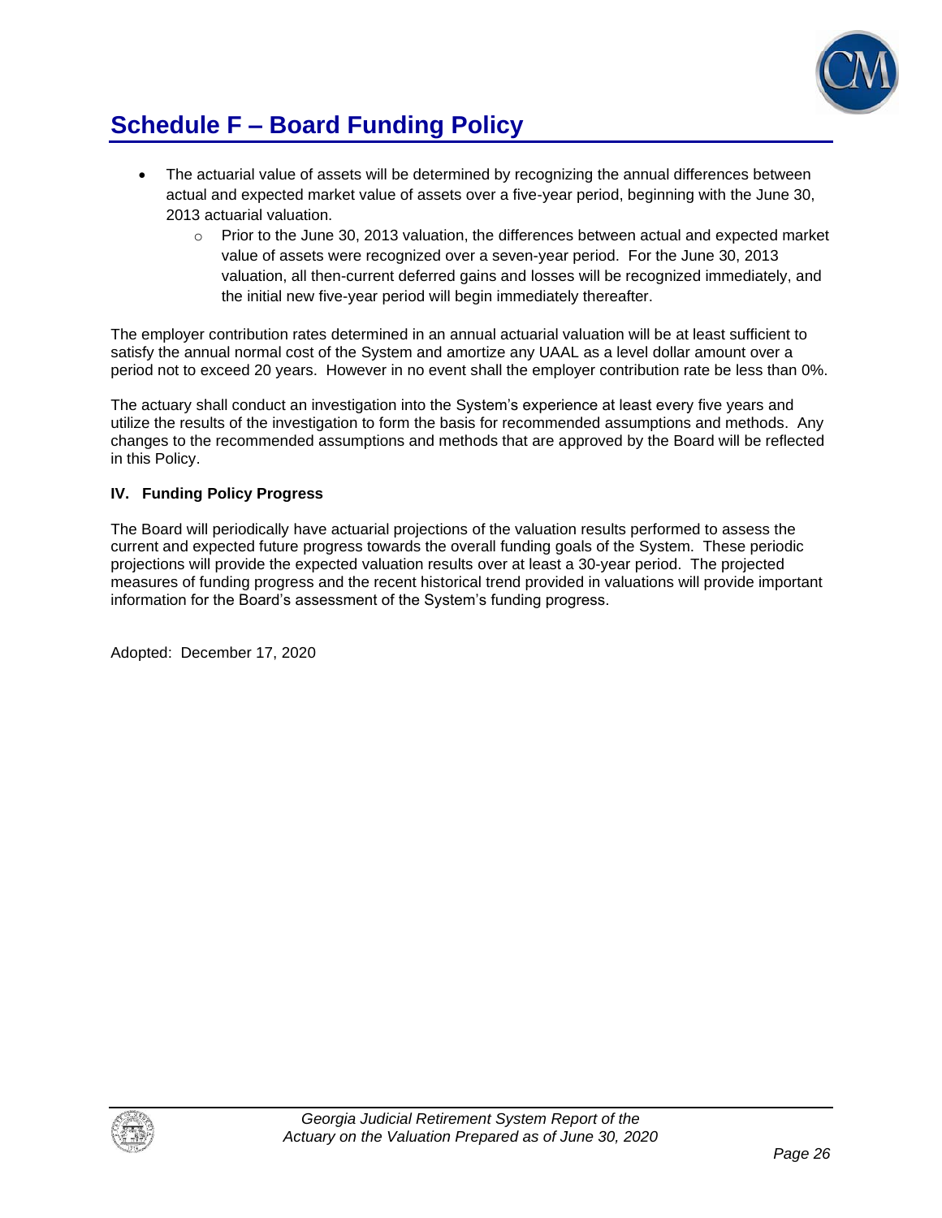## Schedule F – Board Funding Policy

- The actuarial value of assets will be determined by recognizing the annual differences between actual and expected market value of assets over a five-year period, beginning with the June 30, 2013 actuarial valuation.
    - Prior to the June 30, 2013 valuation, the differences between actual and expected market value of assets were recognized over a seven-year period. For the June 30, 2013 valuation, all then-current deferred gains and losses will be recognized immediately, and the initial new five-year period will begin immediately thereafter.

The employer contribution rates determined in an annual actuarial valuation will be at least sufficient to satisfy the annual normal cost of the System and amortize any UAAL as a level dollar amount over a period not to exceed 20 years. However in no event shall the employer contribution rate be less than 0%.

The actuary shall conduct an investigation into the System's experience at least every five years and utilize the results of the investigation to form the basis for recommended assumptions and methods. Any changes to the recommended assumptions and methods that are approved by the Board will be reflected in this Policy.

**IV. Funding Policy Progress**

The Board will periodically have actuarial projections of the valuation results performed to assess the current and expected future progress towards the overall funding goals of the System. These periodic projections will provide the expected valuation results over at least a 30-year period. The projected measures of funding progress and the recent historical trend provided in valuations will provide important information for the Board's assessment of the System's funding progress.

Adopted: December 17, 2020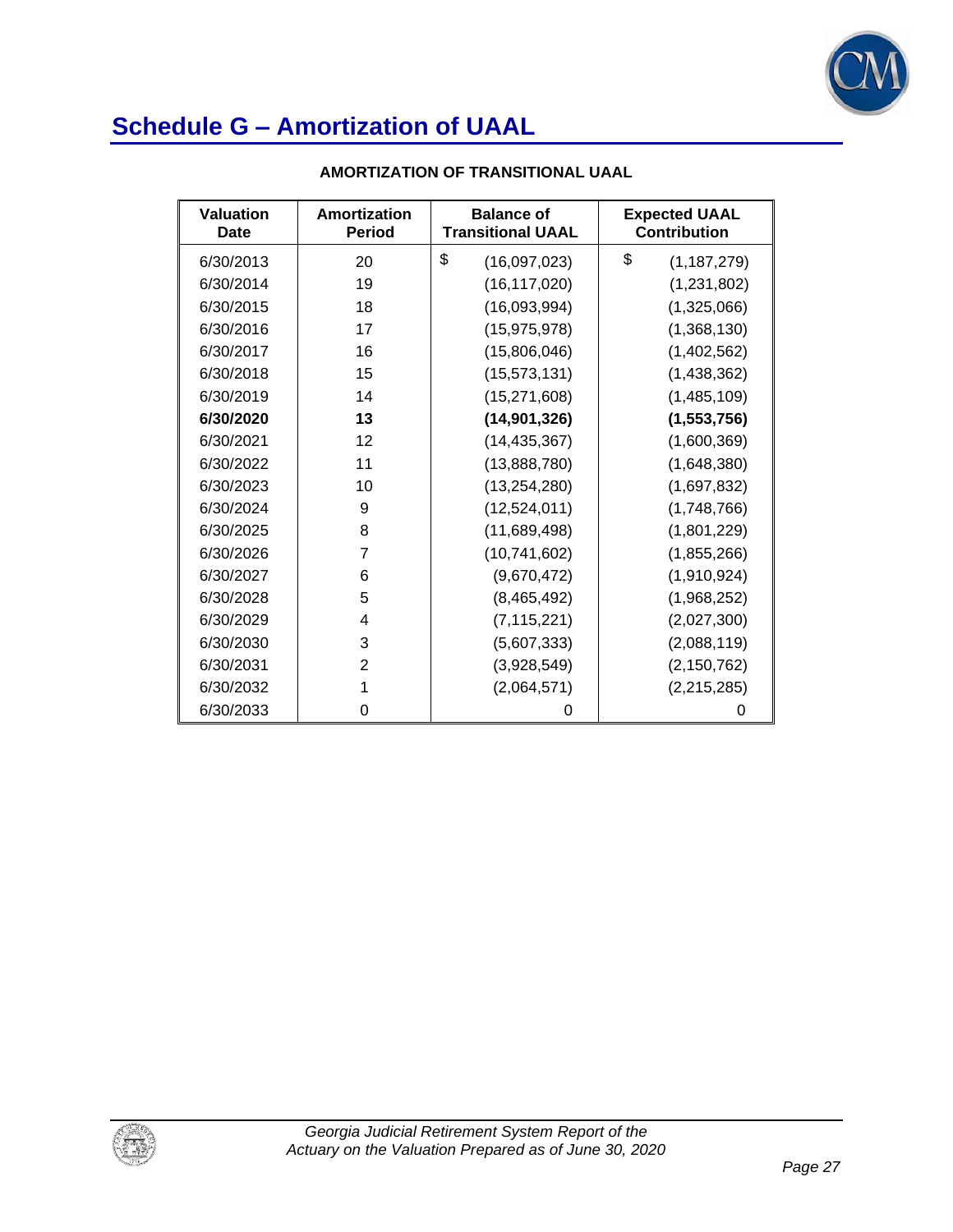# Schedule G – Amortization of UAAL

**AMORTIZATION OF TRANSITIONAL UAAL**

| Valuation Date | Amortization Period | Balance of Transitional UAAL | Expected UAAL Contribution |
|---|---|---|---|
| 6/30/2013 | 20 | $ (16,097,023) | $ (1,187,279) |
| 6/30/2014 | 19 | (16,117,020) | (1,231,802) |
| 6/30/2015 | 18 | (16,093,994) | (1,325,066) |
| 6/30/2016 | 17 | (15,975,978) | (1,368,130) |
| 6/30/2017 | 16 | (15,806,046) | (1,402,562) |
| 6/30/2018 | 15 | (15,573,131) | (1,438,362) |
| 6/30/2019 | 14 | (15,271,608) | (1,485,109) |
| **6/30/2020** | **13** | **(14,901,326)** | **(1,553,756)** |
| 6/30/2021 | 12 | (14,435,367) | (1,600,369) |
| 6/30/2022 | 11 | (13,888,780) | (1,648,380) |
| 6/30/2023 | 10 | (13,254,280) | (1,697,832) |
| 6/30/2024 | 9 | (12,524,011) | (1,748,766) |
| 6/30/2025 | 8 | (11,689,498) | (1,801,229) |
| 6/30/2026 | 7 | (10,741,602) | (1,855,266) |
| 6/30/2027 | 6 | (9,670,472) | (1,910,924) |
| 6/30/2028 | 5 | (8,465,492) | (1,968,252) |
| 6/30/2029 | 4 | (7,115,221) | (2,027,300) |
| 6/30/2030 | 3 | (5,607,333) | (2,088,119) |
| 6/30/2031 | 2 | (3,928,549) | (2,150,762) |
| 6/30/2032 | 1 | (2,064,571) | (2,215,285) |
| 6/30/2033 | 0 | 0 | 0 |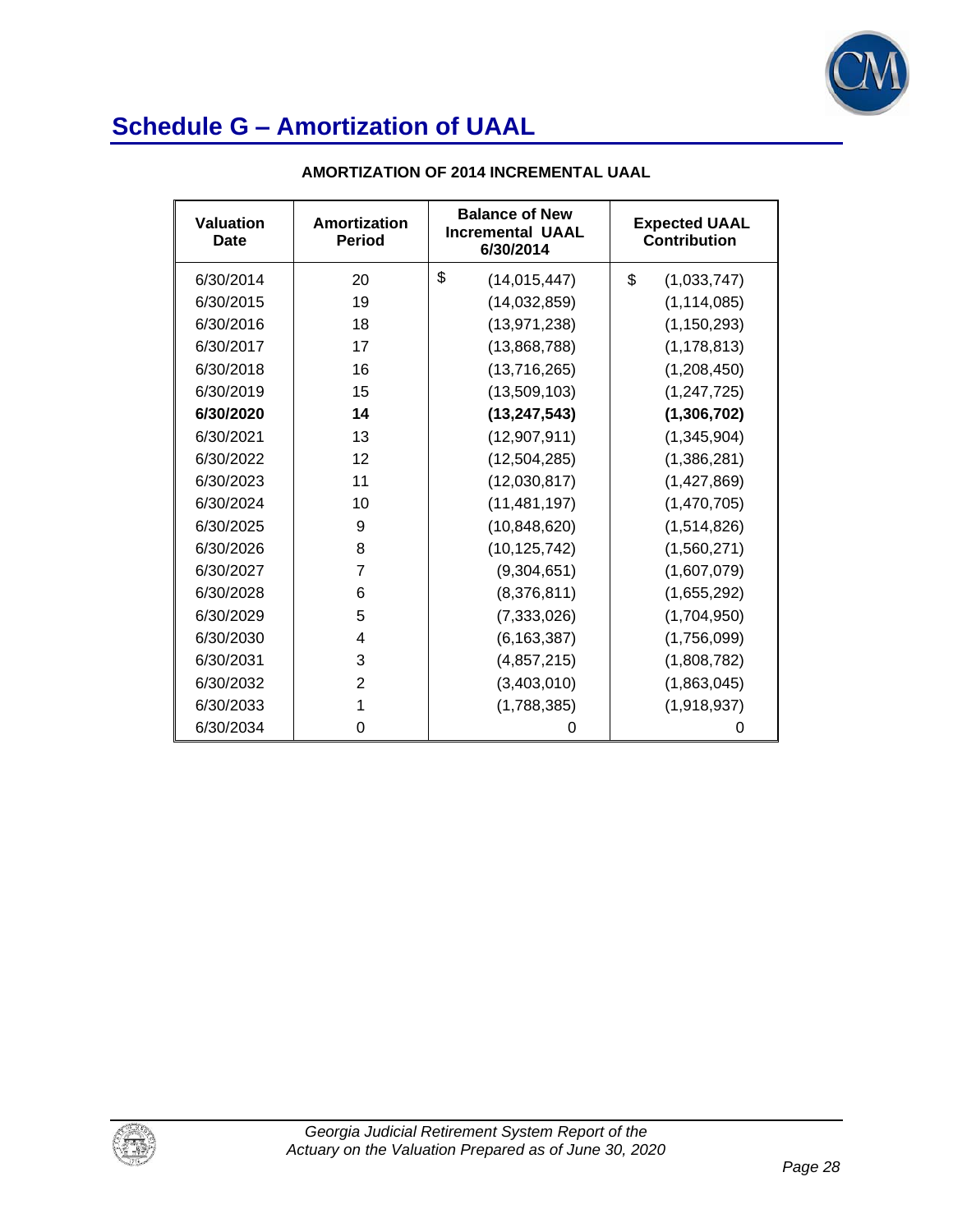# Schedule G – Amortization of UAAL

**AMORTIZATION OF 2014 INCREMENTAL UAAL**

| Valuation Date | Amortization Period | Balance of New Incremental UAAL 6/30/2014 | Expected UAAL Contribution |
|---|---|---|---|
| 6/30/2014 | 20 | $ (14,015,447) | $ (1,033,747) |
| 6/30/2015 | 19 | (14,032,859) | (1,114,085) |
| 6/30/2016 | 18 | (13,971,238) | (1,150,293) |
| 6/30/2017 | 17 | (13,868,788) | (1,178,813) |
| 6/30/2018 | 16 | (13,716,265) | (1,208,450) |
| 6/30/2019 | 15 | (13,509,103) | (1,247,725) |
| **6/30/2020** | **14** | **(13,247,543)** | **(1,306,702)** |
| 6/30/2021 | 13 | (12,907,911) | (1,345,904) |
| 6/30/2022 | 12 | (12,504,285) | (1,386,281) |
| 6/30/2023 | 11 | (12,030,817) | (1,427,869) |
| 6/30/2024 | 10 | (11,481,197) | (1,470,705) |
| 6/30/2025 | 9 | (10,848,620) | (1,514,826) |
| 6/30/2026 | 8 | (10,125,742) | (1,560,271) |
| 6/30/2027 | 7 | (9,304,651) | (1,607,079) |
| 6/30/2028 | 6 | (8,376,811) | (1,655,292) |
| 6/30/2029 | 5 | (7,333,026) | (1,704,950) |
| 6/30/2030 | 4 | (6,163,387) | (1,756,099) |
| 6/30/2031 | 3 | (4,857,215) | (1,808,782) |
| 6/30/2032 | 2 | (3,403,010) | (1,863,045) |
| 6/30/2033 | 1 | (1,788,385) | (1,918,937) |
| 6/30/2034 | 0 | 0 | 0 |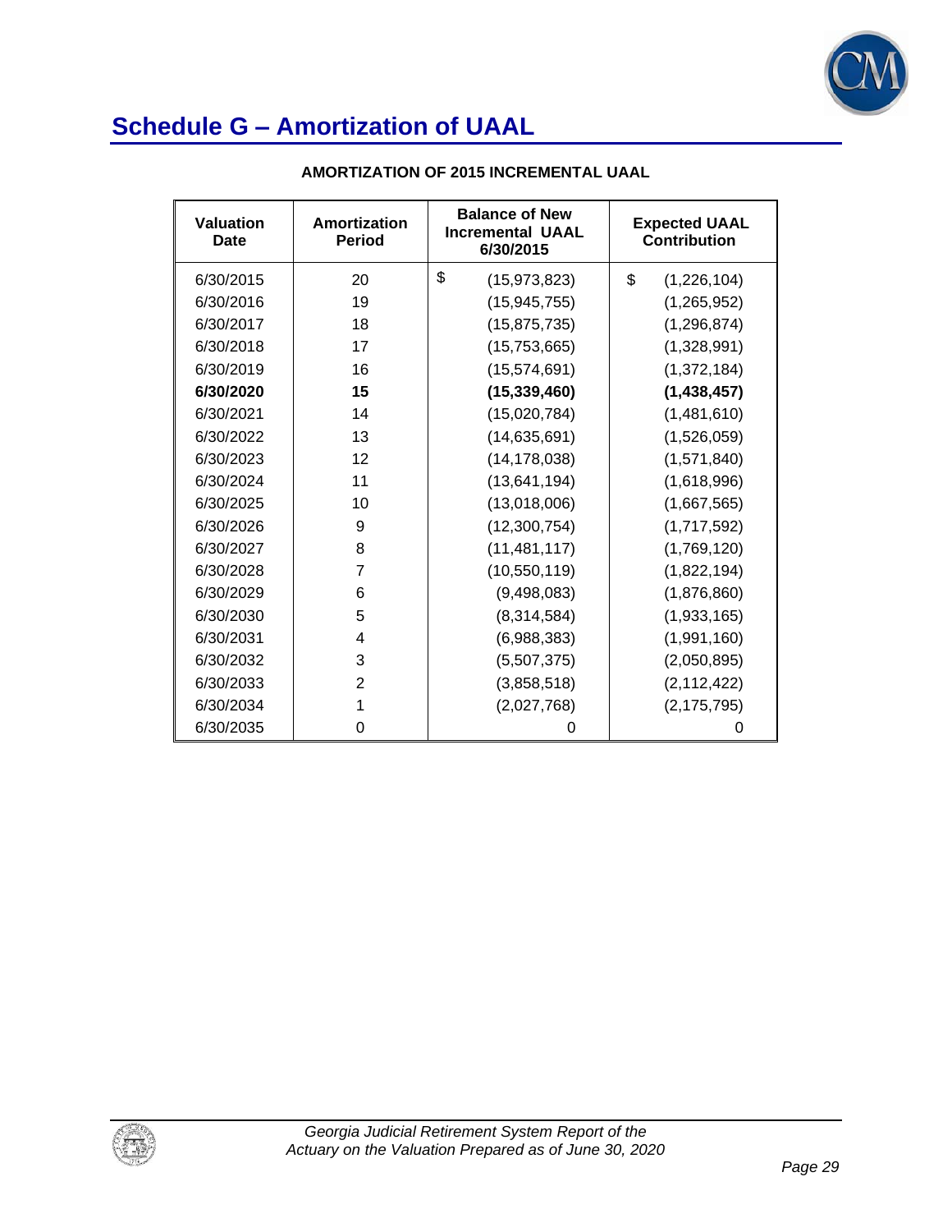# Schedule G – Amortization of UAAL

**AMORTIZATION OF 2015 INCREMENTAL UAAL**

| Valuation Date | Amortization Period | Balance of New Incremental UAAL 6/30/2015 | Expected UAAL Contribution |
|---|---|---|---|
| 6/30/2015 | 20 | $ (15,973,823) | $ (1,226,104) |
| 6/30/2016 | 19 | (15,945,755) | (1,265,952) |
| 6/30/2017 | 18 | (15,875,735) | (1,296,874) |
| 6/30/2018 | 17 | (15,753,665) | (1,328,991) |
| 6/30/2019 | 16 | (15,574,691) | (1,372,184) |
| **6/30/2020** | **15** | **(15,339,460)** | **(1,438,457)** |
| 6/30/2021 | 14 | (15,020,784) | (1,481,610) |
| 6/30/2022 | 13 | (14,635,691) | (1,526,059) |
| 6/30/2023 | 12 | (14,178,038) | (1,571,840) |
| 6/30/2024 | 11 | (13,641,194) | (1,618,996) |
| 6/30/2025 | 10 | (13,018,006) | (1,667,565) |
| 6/30/2026 | 9 | (12,300,754) | (1,717,592) |
| 6/30/2027 | 8 | (11,481,117) | (1,769,120) |
| 6/30/2028 | 7 | (10,550,119) | (1,822,194) |
| 6/30/2029 | 6 | (9,498,083) | (1,876,860) |
| 6/30/2030 | 5 | (8,314,584) | (1,933,165) |
| 6/30/2031 | 4 | (6,988,383) | (1,991,160) |
| 6/30/2032 | 3 | (5,507,375) | (2,050,895) |
| 6/30/2033 | 2 | (3,858,518) | (2,112,422) |
| 6/30/2034 | 1 | (2,027,768) | (2,175,795) |
| 6/30/2035 | 0 | 0 | 0 |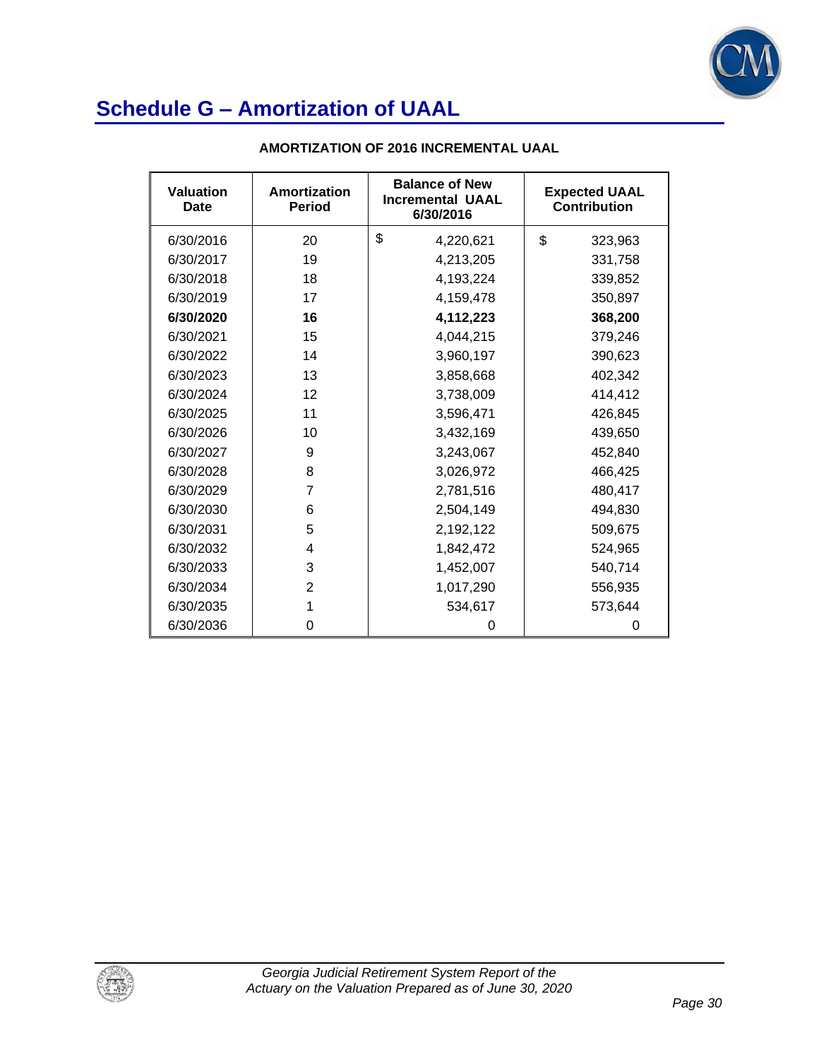# Schedule G – Amortization of UAAL

**AMORTIZATION OF 2016 INCREMENTAL UAAL**

| Valuation Date | Amortization Period | Balance of New Incremental UAAL 6/30/2016 | Expected UAAL Contribution |
|---|---|---|---|
| 6/30/2016 | 20 | $ 4,220,621 | $ 323,963 |
| 6/30/2017 | 19 | 4,213,205 | 331,758 |
| 6/30/2018 | 18 | 4,193,224 | 339,852 |
| 6/30/2019 | 17 | 4,159,478 | 350,897 |
| **6/30/2020** | **16** | **4,112,223** | **368,200** |
| 6/30/2021 | 15 | 4,044,215 | 379,246 |
| 6/30/2022 | 14 | 3,960,197 | 390,623 |
| 6/30/2023 | 13 | 3,858,668 | 402,342 |
| 6/30/2024 | 12 | 3,738,009 | 414,412 |
| 6/30/2025 | 11 | 3,596,471 | 426,845 |
| 6/30/2026 | 10 | 3,432,169 | 439,650 |
| 6/30/2027 | 9 | 3,243,067 | 452,840 |
| 6/30/2028 | 8 | 3,026,972 | 466,425 |
| 6/30/2029 | 7 | 2,781,516 | 480,417 |
| 6/30/2030 | 6 | 2,504,149 | 494,830 |
| 6/30/2031 | 5 | 2,192,122 | 509,675 |
| 6/30/2032 | 4 | 1,842,472 | 524,965 |
| 6/30/2033 | 3 | 1,452,007 | 540,714 |
| 6/30/2034 | 2 | 1,017,290 | 556,935 |
| 6/30/2035 | 1 | 534,617 | 573,644 |
| 6/30/2036 | 0 | 0 | 0 |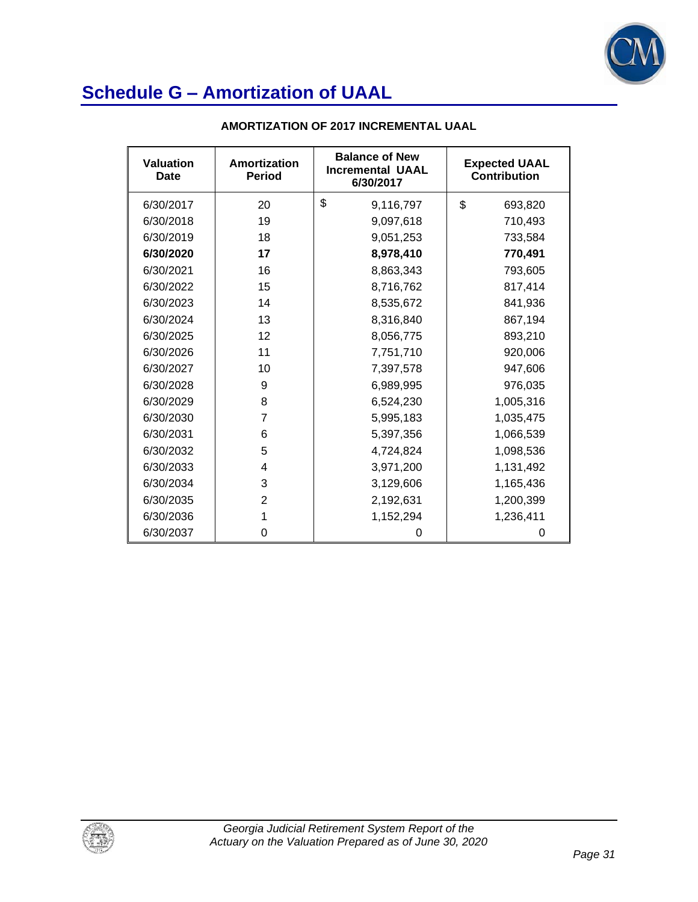# Schedule G – Amortization of UAAL

**AMORTIZATION OF 2017 INCREMENTAL UAAL**

| Valuation Date | Amortization Period | Balance of New Incremental UAAL 6/30/2017 | Expected UAAL Contribution |
|---|---|---|---|
| 6/30/2017 | 20 | $ 9,116,797 | $ 693,820 |
| 6/30/2018 | 19 | 9,097,618 | 710,493 |
| 6/30/2019 | 18 | 9,051,253 | 733,584 |
| **6/30/2020** | **17** | **8,978,410** | **770,491** |
| 6/30/2021 | 16 | 8,863,343 | 793,605 |
| 6/30/2022 | 15 | 8,716,762 | 817,414 |
| 6/30/2023 | 14 | 8,535,672 | 841,936 |
| 6/30/2024 | 13 | 8,316,840 | 867,194 |
| 6/30/2025 | 12 | 8,056,775 | 893,210 |
| 6/30/2026 | 11 | 7,751,710 | 920,006 |
| 6/30/2027 | 10 | 7,397,578 | 947,606 |
| 6/30/2028 | 9 | 6,989,995 | 976,035 |
| 6/30/2029 | 8 | 6,524,230 | 1,005,316 |
| 6/30/2030 | 7 | 5,995,183 | 1,035,475 |
| 6/30/2031 | 6 | 5,397,356 | 1,066,539 |
| 6/30/2032 | 5 | 4,724,824 | 1,098,536 |
| 6/30/2033 | 4 | 3,971,200 | 1,131,492 |
| 6/30/2034 | 3 | 3,129,606 | 1,165,436 |
| 6/30/2035 | 2 | 2,192,631 | 1,200,399 |
| 6/30/2036 | 1 | 1,152,294 | 1,236,411 |
| 6/30/2037 | 0 | 0 | 0 |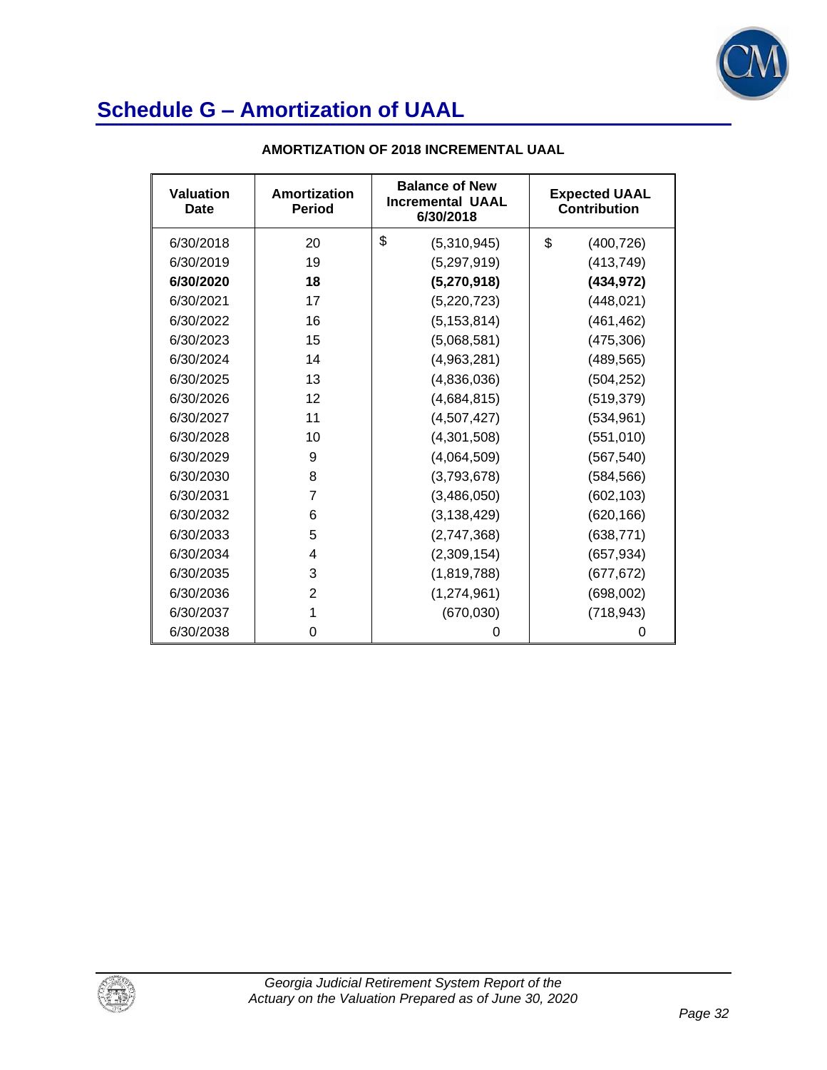# Schedule G – Amortization of UAAL

**AMORTIZATION OF 2018 INCREMENTAL UAAL**

| Valuation Date | Amortization Period | Balance of New Incremental UAAL 6/30/2018 | Expected UAAL Contribution |
|---|---|---|---|
| 6/30/2018 | 20 | $ (5,310,945) | $ (400,726) |
| 6/30/2019 | 19 | (5,297,919) | (413,749) |
| **6/30/2020** | **18** | **(5,270,918)** | **(434,972)** |
| 6/30/2021 | 17 | (5,220,723) | (448,021) |
| 6/30/2022 | 16 | (5,153,814) | (461,462) |
| 6/30/2023 | 15 | (5,068,581) | (475,306) |
| 6/30/2024 | 14 | (4,963,281) | (489,565) |
| 6/30/2025 | 13 | (4,836,036) | (504,252) |
| 6/30/2026 | 12 | (4,684,815) | (519,379) |
| 6/30/2027 | 11 | (4,507,427) | (534,961) |
| 6/30/2028 | 10 | (4,301,508) | (551,010) |
| 6/30/2029 | 9 | (4,064,509) | (567,540) |
| 6/30/2030 | 8 | (3,793,678) | (584,566) |
| 6/30/2031 | 7 | (3,486,050) | (602,103) |
| 6/30/2032 | 6 | (3,138,429) | (620,166) |
| 6/30/2033 | 5 | (2,747,368) | (638,771) |
| 6/30/2034 | 4 | (2,309,154) | (657,934) |
| 6/30/2035 | 3 | (1,819,788) | (677,672) |
| 6/30/2036 | 2 | (1,274,961) | (698,002) |
| 6/30/2037 | 1 | (670,030) | (718,943) |
| 6/30/2038 | 0 | 0 | 0 |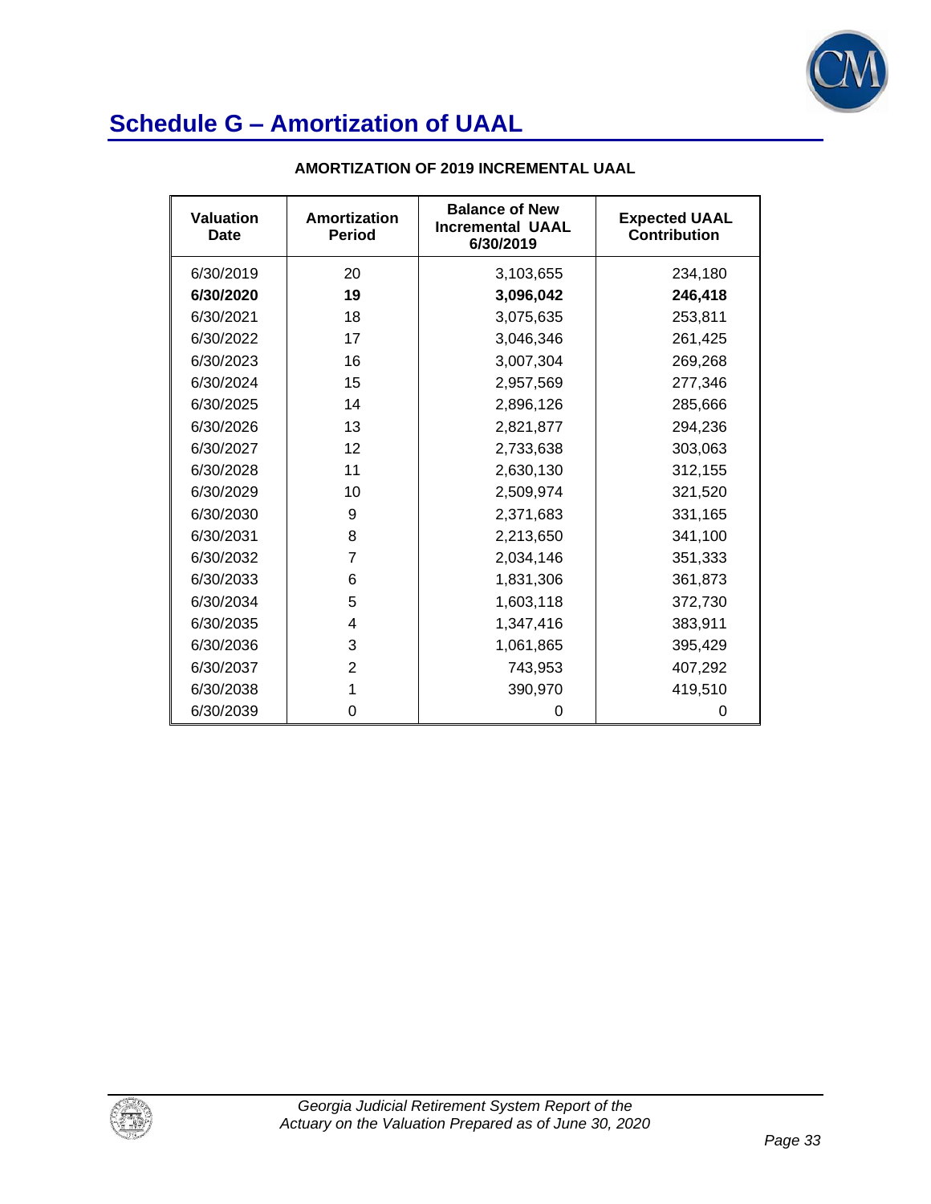# Schedule G – Amortization of UAAL

**AMORTIZATION OF 2019 INCREMENTAL UAAL**

| Valuation Date | Amortization Period | Balance of New Incremental UAAL 6/30/2019 | Expected UAAL Contribution |
|---|---|---|---|
| 6/30/2019 | 20 | 3,103,655 | 234,180 |
| **6/30/2020** | **19** | **3,096,042** | **246,418** |
| 6/30/2021 | 18 | 3,075,635 | 253,811 |
| 6/30/2022 | 17 | 3,046,346 | 261,425 |
| 6/30/2023 | 16 | 3,007,304 | 269,268 |
| 6/30/2024 | 15 | 2,957,569 | 277,346 |
| 6/30/2025 | 14 | 2,896,126 | 285,666 |
| 6/30/2026 | 13 | 2,821,877 | 294,236 |
| 6/30/2027 | 12 | 2,733,638 | 303,063 |
| 6/30/2028 | 11 | 2,630,130 | 312,155 |
| 6/30/2029 | 10 | 2,509,974 | 321,520 |
| 6/30/2030 | 9 | 2,371,683 | 331,165 |
| 6/30/2031 | 8 | 2,213,650 | 341,100 |
| 6/30/2032 | 7 | 2,034,146 | 351,333 |
| 6/30/2033 | 6 | 1,831,306 | 361,873 |
| 6/30/2034 | 5 | 1,603,118 | 372,730 |
| 6/30/2035 | 4 | 1,347,416 | 383,911 |
| 6/30/2036 | 3 | 1,061,865 | 395,429 |
| 6/30/2037 | 2 | 743,953 | 407,292 |
| 6/30/2038 | 1 | 390,970 | 419,510 |
| 6/30/2039 | 0 | 0 | 0 |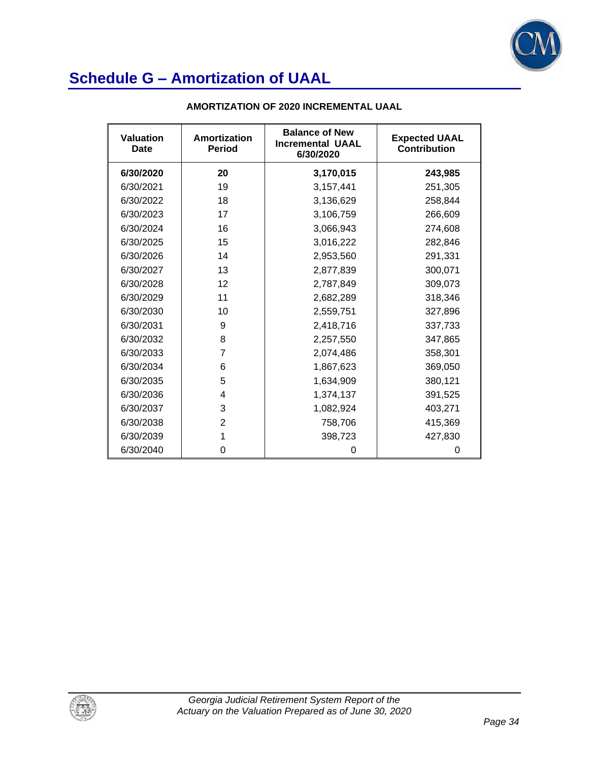# Schedule G – Amortization of UAAL

**AMORTIZATION OF 2020 INCREMENTAL UAAL**

| Valuation Date | Amortization Period | Balance of New Incremental UAAL 6/30/2020 | Expected UAAL Contribution |
|---|---|---|---|
| **6/30/2020** | **20** | **3,170,015** | **243,985** |
| 6/30/2021 | 19 | 3,157,441 | 251,305 |
| 6/30/2022 | 18 | 3,136,629 | 258,844 |
| 6/30/2023 | 17 | 3,106,759 | 266,609 |
| 6/30/2024 | 16 | 3,066,943 | 274,608 |
| 6/30/2025 | 15 | 3,016,222 | 282,846 |
| 6/30/2026 | 14 | 2,953,560 | 291,331 |
| 6/30/2027 | 13 | 2,877,839 | 300,071 |
| 6/30/2028 | 12 | 2,787,849 | 309,073 |
| 6/30/2029 | 11 | 2,682,289 | 318,346 |
| 6/30/2030 | 10 | 2,559,751 | 327,896 |
| 6/30/2031 | 9 | 2,418,716 | 337,733 |
| 6/30/2032 | 8 | 2,257,550 | 347,865 |
| 6/30/2033 | 7 | 2,074,486 | 358,301 |
| 6/30/2034 | 6 | 1,867,623 | 369,050 |
| 6/30/2035 | 5 | 1,634,909 | 380,121 |
| 6/30/2036 | 4 | 1,374,137 | 391,525 |
| 6/30/2037 | 3 | 1,082,924 | 403,271 |
| 6/30/2038 | 2 | 758,706 | 415,369 |
| 6/30/2039 | 1 | 398,723 | 427,830 |
| 6/30/2040 | 0 | 0 | 0 |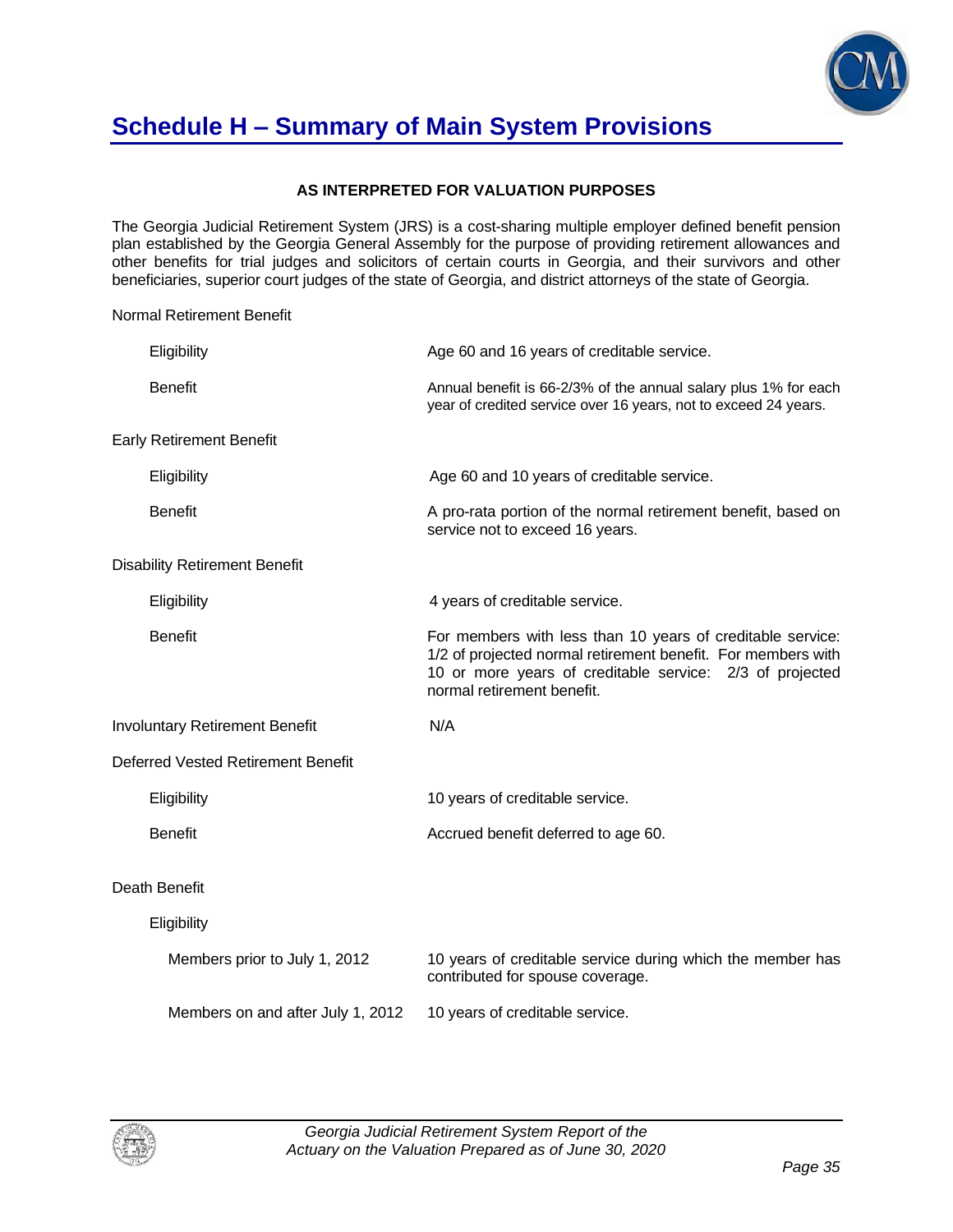# Schedule H – Summary of Main System Provisions

**AS INTERPRETED FOR VALUATION PURPOSES**

The Georgia Judicial Retirement System (JRS) is a cost-sharing multiple employer defined benefit pension plan established by the Georgia General Assembly for the purpose of providing retirement allowances and other benefits for trial judges and solicitors of certain courts in Georgia, and their survivors and other beneficiaries, superior court judges of the state of Georgia, and district attorneys of the state of Georgia.

Normal Retirement Benefit

| | |
|---|---|
| Eligibility | Age 60 and 16 years of creditable service. |
| Benefit | Annual benefit is 66-2/3% of the annual salary plus 1% for each year of credited service over 16 years, not to exceed 24 years. |

Early Retirement Benefit

| | |
|---|---|
| Eligibility | Age 60 and 10 years of creditable service. |
| Benefit | A pro-rata portion of the normal retirement benefit, based on service not to exceed 16 years. |

Disability Retirement Benefit

| | |
|---|---|
| Eligibility | 4 years of creditable service. |
| Benefit | For members with less than 10 years of creditable service: 1/2 of projected normal retirement benefit. For members with 10 or more years of creditable service: 2/3 of projected normal retirement benefit. |

Involuntary Retirement Benefit — N/A

Deferred Vested Retirement Benefit

| | |
|---|---|
| Eligibility | 10 years of creditable service. |
| Benefit | Accrued benefit deferred to age 60. |

Death Benefit

Eligibility

| | |
|---|---|
| Members prior to July 1, 2012 | 10 years of creditable service during which the member has contributed for spouse coverage. |
| Members on and after July 1, 2012 | 10 years of creditable service. |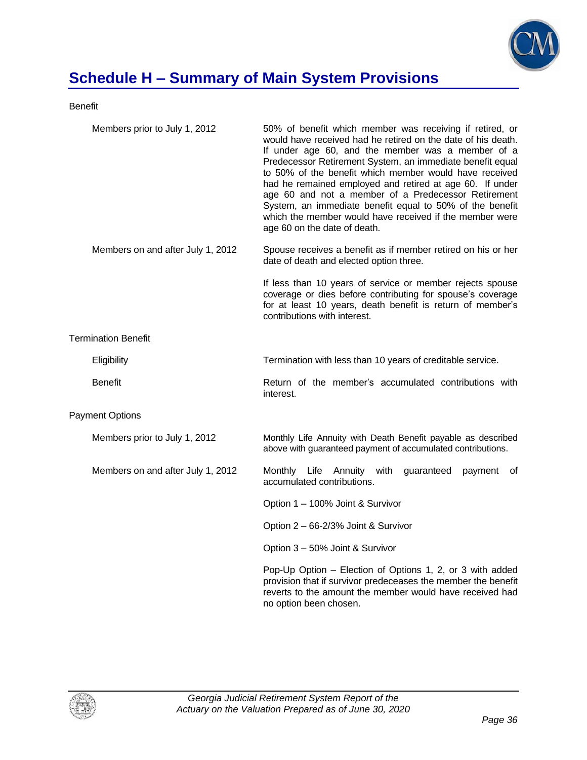# Schedule H – Summary of Main System Provisions

Benefit

| | |
|---|---|
| Members prior to July 1, 2012 | 50% of benefit which member was receiving if retired, or would have received had he retired on the date of his death. If under age 60, and the member was a member of a Predecessor Retirement System, an immediate benefit equal to 50% of the benefit which member would have received had he remained employed and retired at age 60. If under age 60 and not a member of a Predecessor Retirement System, an immediate benefit equal to 50% of the benefit which the member would have received if the member were age 60 on the date of death. |
| Members on and after July 1, 2012 | Spouse receives a benefit as if member retired on his or her date of death and elected option three.<br><br>If less than 10 years of service or member rejects spouse coverage or dies before contributing for spouse's coverage for at least 10 years, death benefit is return of member's contributions with interest. |

Termination Benefit

| | |
|---|---|
| Eligibility | Termination with less than 10 years of creditable service. |
| Benefit | Return of the member's accumulated contributions with interest. |

Payment Options

| | |
|---|---|
| Members prior to July 1, 2012 | Monthly Life Annuity with Death Benefit payable as described above with guaranteed payment of accumulated contributions. |
| Members on and after July 1, 2012 | Monthly Life Annuity with guaranteed payment of accumulated contributions.<br><br>Option 1 – 100% Joint & Survivor<br><br>Option 2 – 66-2/3% Joint & Survivor<br><br>Option 3 – 50% Joint & Survivor<br><br>Pop-Up Option – Election of Options 1, 2, or 3 with added provision that if survivor predeceases the member the benefit reverts to the amount the member would have received had no option been chosen. |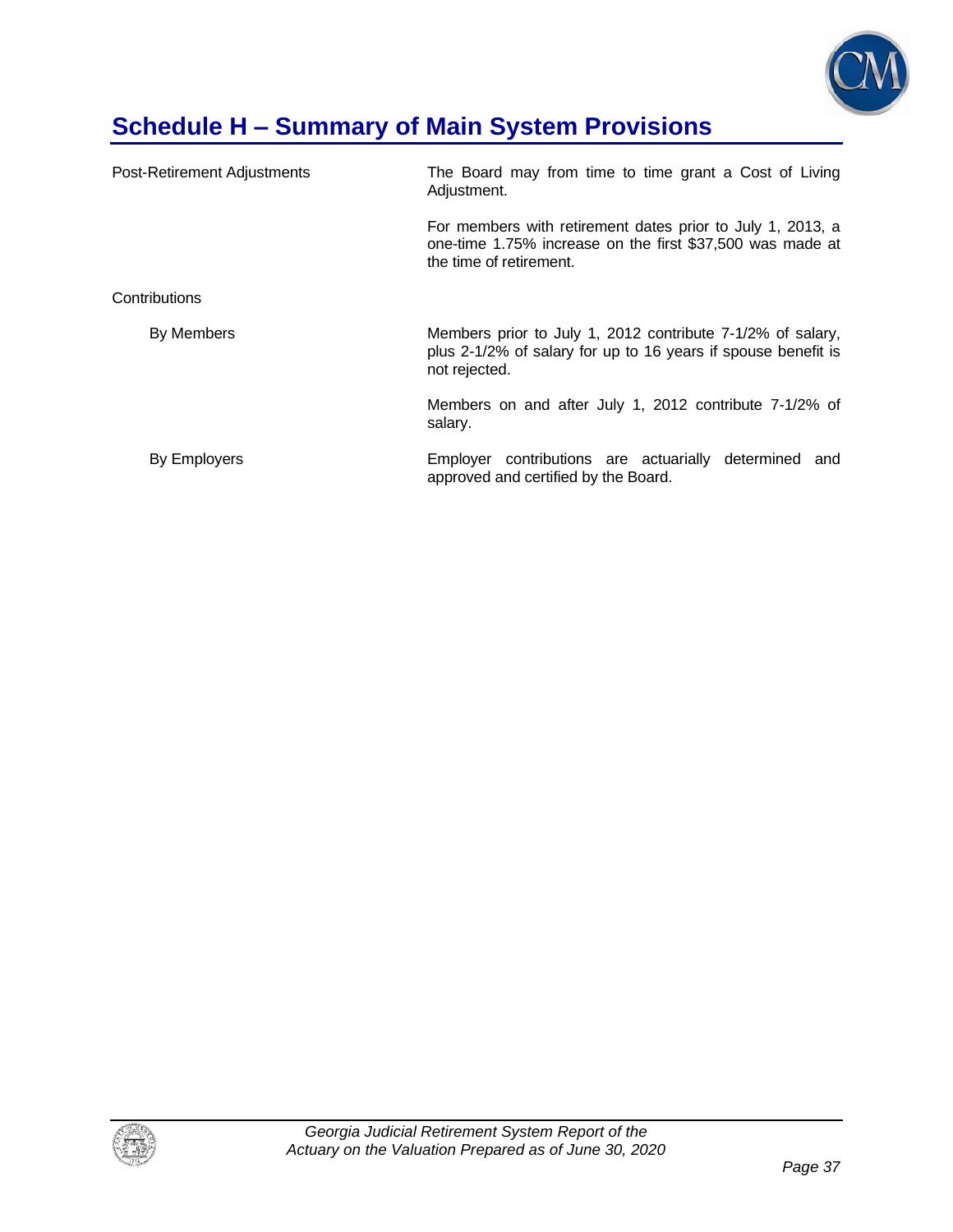# Schedule H – Summary of Main System Provisions

| | |
|---|---|
| Post-Retirement Adjustments | The Board may from time to time grant a Cost of Living Adjustment. |
| | For members with retirement dates prior to July 1, 2013, a one-time 1.75% increase on the first $37,500 was made at the time of retirement. |
| Contributions | |
| By Members | Members prior to July 1, 2012 contribute 7-1/2% of salary, plus 2-1/2% of salary for up to 16 years if spouse benefit is not rejected. |
| | Members on and after July 1, 2012 contribute 7-1/2% of salary. |
| By Employers | Employer contributions are actuarially determined and approved and certified by the Board. |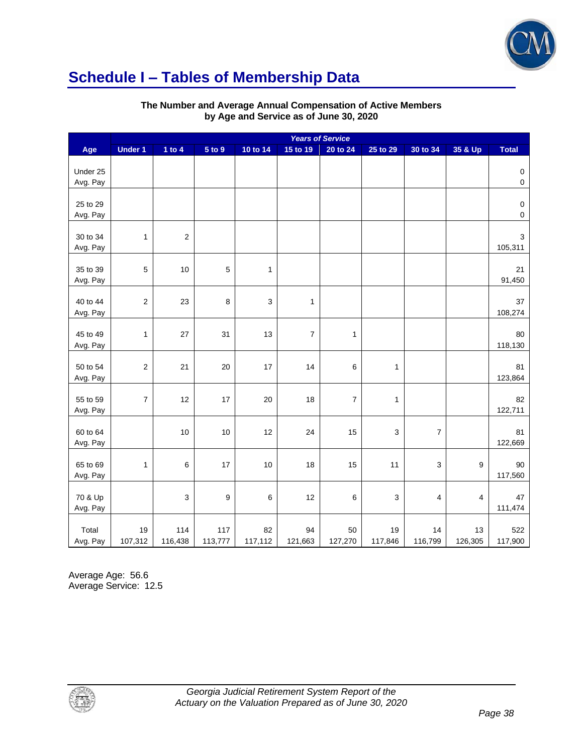# Schedule I – Tables of Membership Data

**The Number and Average Annual Compensation of Active Members by Age and Service as of June 30, 2020**

| | Years of Service | | | | | | | | | |
|---|---|---|---|---|---|---|---|---|---|---|
| Age | Under 1 | 1 to 4 | 5 to 9 | 10 to 14 | 15 to 19 | 20 to 24 | 25 to 29 | 30 to 34 | 35 & Up | Total |
| Under 25 | | | | | | | | | | 0 |
| Avg. Pay | | | | | | | | | | 0 |
| 25 to 29 | | | | | | | | | | 0 |
| Avg. Pay | | | | | | | | | | 0 |
| 30 to 34 | 1 | 2 | | | | | | | | 3 |
| Avg. Pay | | | | | | | | | | 105,311 |
| 35 to 39 | 5 | 10 | 5 | 1 | | | | | | 21 |
| Avg. Pay | | | | | | | | | | 91,450 |
| 40 to 44 | 2 | 23 | 8 | 3 | 1 | | | | | 37 |
| Avg. Pay | | | | | | | | | | 108,274 |
| 45 to 49 | 1 | 27 | 31 | 13 | 7 | 1 | | | | 80 |
| Avg. Pay | | | | | | | | | | 118,130 |
| 50 to 54 | 2 | 21 | 20 | 17 | 14 | 6 | 1 | | | 81 |
| Avg. Pay | | | | | | | | | | 123,864 |
| 55 to 59 | 7 | 12 | 17 | 20 | 18 | 7 | 1 | | | 82 |
| Avg. Pay | | | | | | | | | | 122,711 |
| 60 to 64 | | 10 | 10 | 12 | 24 | 15 | 3 | 7 | | 81 |
| Avg. Pay | | | | | | | | | | 122,669 |
| 65 to 69 | 1 | 6 | 17 | 10 | 18 | 15 | 11 | 3 | 9 | 90 |
| Avg. Pay | | | | | | | | | | 117,560 |
| 70 & Up | | 3 | 9 | 6 | 12 | 6 | 3 | 4 | 4 | 47 |
| Avg. Pay | | | | | | | | | | 111,474 |
| Total | 19 | 114 | 117 | 82 | 94 | 50 | 19 | 14 | 13 | 522 |
| Avg. Pay | 107,312 | 116,438 | 113,777 | 117,112 | 121,663 | 127,270 | 117,846 | 116,799 | 126,305 | 117,900 |

Average Age: 56.6
Average Service: 12.5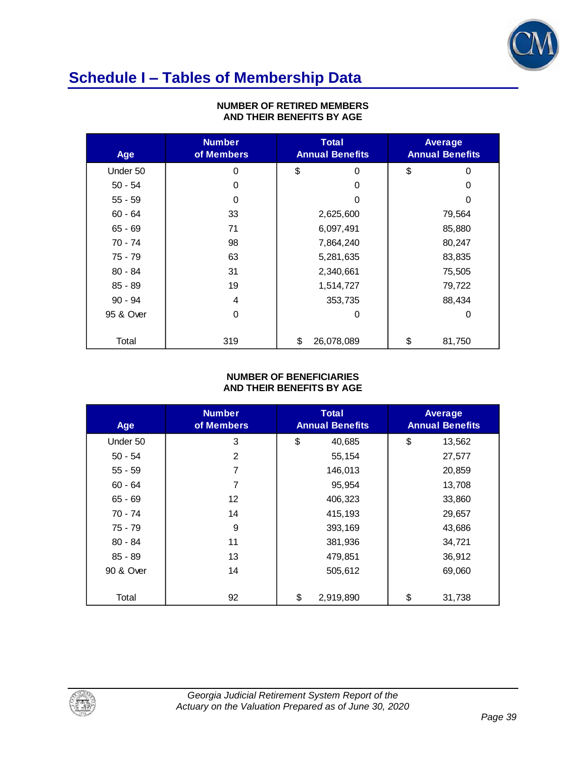# Schedule I – Tables of Membership Data

**NUMBER OF RETIRED MEMBERS AND THEIR BENEFITS BY AGE**

| Age | Number of Members | Total Annual Benefits | Average Annual Benefits |
|---|---|---|---|
| Under 50 | 0 | $ 0 | $ 0 |
| 50 - 54 | 0 | 0 | 0 |
| 55 - 59 | 0 | 0 | 0 |
| 60 - 64 | 33 | 2,625,600 | 79,564 |
| 65 - 69 | 71 | 6,097,491 | 85,880 |
| 70 - 74 | 98 | 7,864,240 | 80,247 |
| 75 - 79 | 63 | 5,281,635 | 83,835 |
| 80 - 84 | 31 | 2,340,661 | 75,505 |
| 85 - 89 | 19 | 1,514,727 | 79,722 |
| 90 - 94 | 4 | 353,735 | 88,434 |
| 95 & Over | 0 | 0 | 0 |
| Total | 319 | $ 26,078,089 | $ 81,750 |

**NUMBER OF BENEFICIARIES AND THEIR BENEFITS BY AGE**

| Age | Number of Members | Total Annual Benefits | Average Annual Benefits |
|---|---|---|---|
| Under 50 | 3 | $ 40,685 | $ 13,562 |
| 50 - 54 | 2 | 55,154 | 27,577 |
| 55 - 59 | 7 | 146,013 | 20,859 |
| 60 - 64 | 7 | 95,954 | 13,708 |
| 65 - 69 | 12 | 406,323 | 33,860 |
| 70 - 74 | 14 | 415,193 | 29,657 |
| 75 - 79 | 9 | 393,169 | 43,686 |
| 80 - 84 | 11 | 381,936 | 34,721 |
| 85 - 89 | 13 | 479,851 | 36,912 |
| 90 & Over | 14 | 505,612 | 69,060 |
| Total | 92 | $ 2,919,890 | $ 31,738 |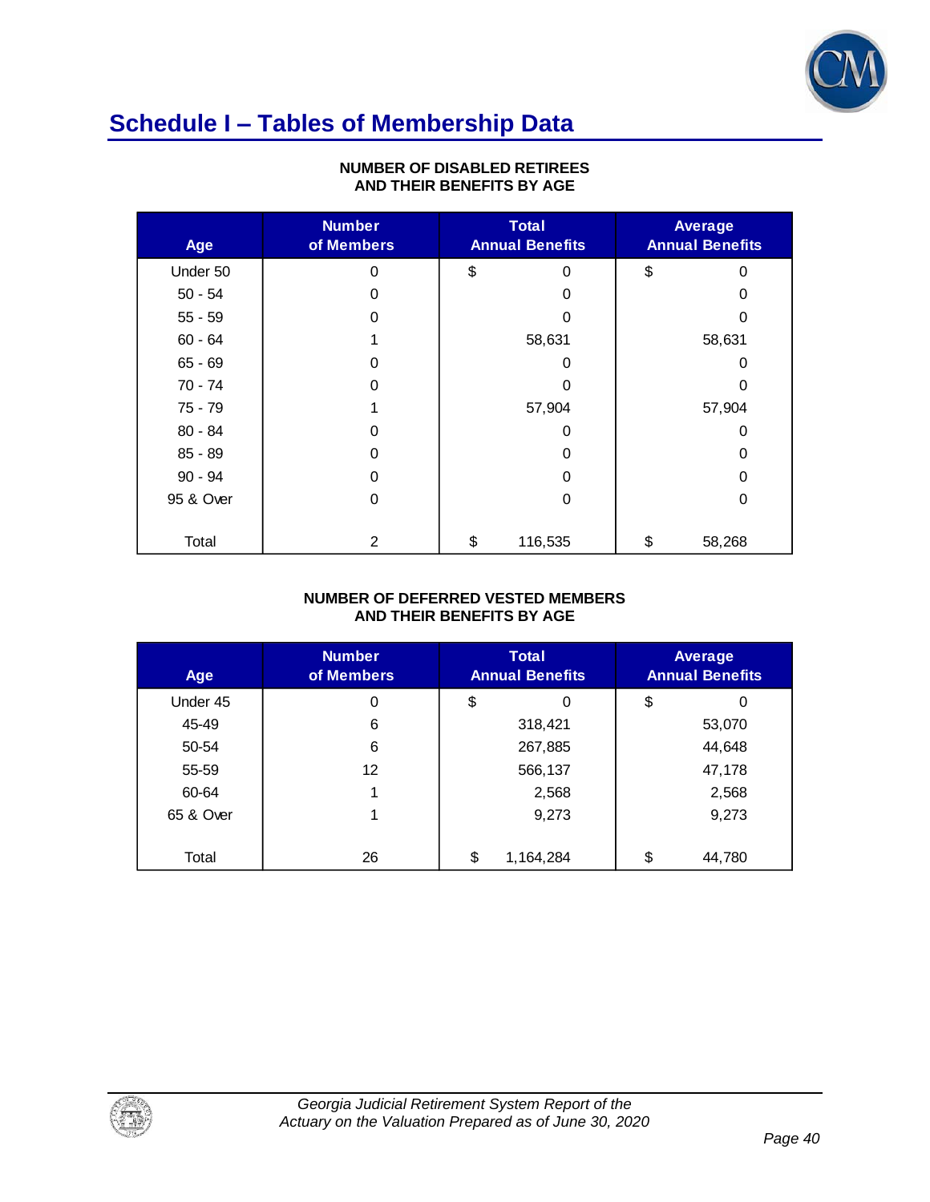# Schedule I – Tables of Membership Data

**NUMBER OF DISABLED RETIREES AND THEIR BENEFITS BY AGE**

| Age | Number of Members | Total Annual Benefits | Average Annual Benefits |
|---|---|---|---|
| Under 50 | 0 | $ 0 | $ 0 |
| 50 - 54 | 0 | 0 | 0 |
| 55 - 59 | 0 | 0 | 0 |
| 60 - 64 | 1 | 58,631 | 58,631 |
| 65 - 69 | 0 | 0 | 0 |
| 70 - 74 | 0 | 0 | 0 |
| 75 - 79 | 1 | 57,904 | 57,904 |
| 80 - 84 | 0 | 0 | 0 |
| 85 - 89 | 0 | 0 | 0 |
| 90 - 94 | 0 | 0 | 0 |
| 95 & Over | 0 | 0 | 0 |
| Total | 2 | $ 116,535 | $ 58,268 |

**NUMBER OF DEFERRED VESTED MEMBERS AND THEIR BENEFITS BY AGE**

| Age | Number of Members | Total Annual Benefits | Average Annual Benefits |
|---|---|---|---|
| Under 45 | 0 | $ 0 | $ 0 |
| 45-49 | 6 | 318,421 | 53,070 |
| 50-54 | 6 | 267,885 | 44,648 |
| 55-59 | 12 | 566,137 | 47,178 |
| 60-64 | 1 | 2,568 | 2,568 |
| 65 & Over | 1 | 9,273 | 9,273 |
| Total | 26 | $ 1,164,284 | $ 44,780 |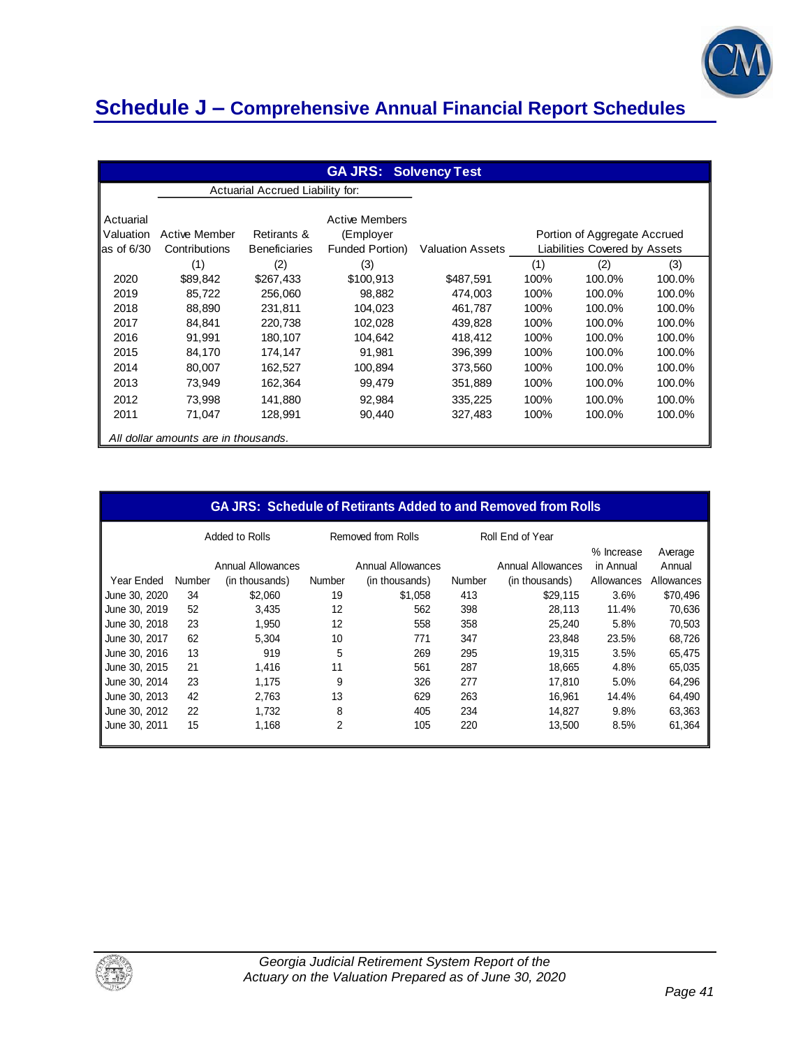# Schedule J – Comprehensive Annual Financial Report Schedules

| GA JRS: Solvency Test | | | | | | | |
|---|---|---|---|---|---|---|---|
| | Actuarial Accrued Liability for: | | | | | | |
| Actuarial Valuation as of 6/30 | Active Member Contributions | Retirants & Beneficiaries | Active Members (Employer Funded Portion) | Valuation Assets | Portion of Aggregate Accrued Liabilities Covered by Assets | | |
| | (1) | (2) | (3) | | (1) | (2) | (3) |
| 2020 | $89,842 | $267,433 | $100,913 | $487,591 | 100% | 100.0% | 100.0% |
| 2019 | 85,722 | 256,060 | 98,882 | 474,003 | 100% | 100.0% | 100.0% |
| 2018 | 88,890 | 231,811 | 104,023 | 461,787 | 100% | 100.0% | 100.0% |
| 2017 | 84,841 | 220,738 | 102,028 | 439,828 | 100% | 100.0% | 100.0% |
| 2016 | 91,991 | 180,107 | 104,642 | 418,412 | 100% | 100.0% | 100.0% |
| 2015 | 84,170 | 174,147 | 91,981 | 396,399 | 100% | 100.0% | 100.0% |
| 2014 | 80,007 | 162,527 | 100,894 | 373,560 | 100% | 100.0% | 100.0% |
| 2013 | 73,949 | 162,364 | 99,479 | 351,889 | 100% | 100.0% | 100.0% |
| 2012 | 73,998 | 141,880 | 92,984 | 335,225 | 100% | 100.0% | 100.0% |
| 2011 | 71,047 | 128,991 | 90,440 | 327,483 | 100% | 100.0% | 100.0% |

*All dollar amounts are in thousands.*

| GA JRS: Schedule of Retirants Added to and Removed from Rolls | | | | | | | | |
|---|---|---|---|---|---|---|---|---|
| | Added to Rolls | | Removed from Rolls | | Roll End of Year | | | |
| Year Ended | Number | Annual Allowances (in thousands) | Number | Annual Allowances (in thousands) | Number | Annual Allowances (in thousands) | % Increase in Annual Allowances | Average Annual Allowances |
| June 30, 2020 | 34 | $2,060 | 19 | $1,058 | 413 | $29,115 | 3.6% | $70,496 |
| June 30, 2019 | 52 | 3,435 | 12 | 562 | 398 | 28,113 | 11.4% | 70,636 |
| June 30, 2018 | 23 | 1,950 | 12 | 558 | 358 | 25,240 | 5.8% | 70,503 |
| June 30, 2017 | 62 | 5,304 | 10 | 771 | 347 | 23,848 | 23.5% | 68,726 |
| June 30, 2016 | 13 | 919 | 5 | 269 | 295 | 19,315 | 3.5% | 65,475 |
| June 30, 2015 | 21 | 1,416 | 11 | 561 | 287 | 18,665 | 4.8% | 65,035 |
| June 30, 2014 | 23 | 1,175 | 9 | 326 | 277 | 17,810 | 5.0% | 64,296 |
| June 30, 2013 | 42 | 2,763 | 13 | 629 | 263 | 16,961 | 14.4% | 64,490 |
| June 30, 2012 | 22 | 1,732 | 8 | 405 | 234 | 14,827 | 9.8% | 63,363 |
| June 30, 2011 | 15 | 1,168 | 2 | 105 | 220 | 13,500 | 8.5% | 61,364 |